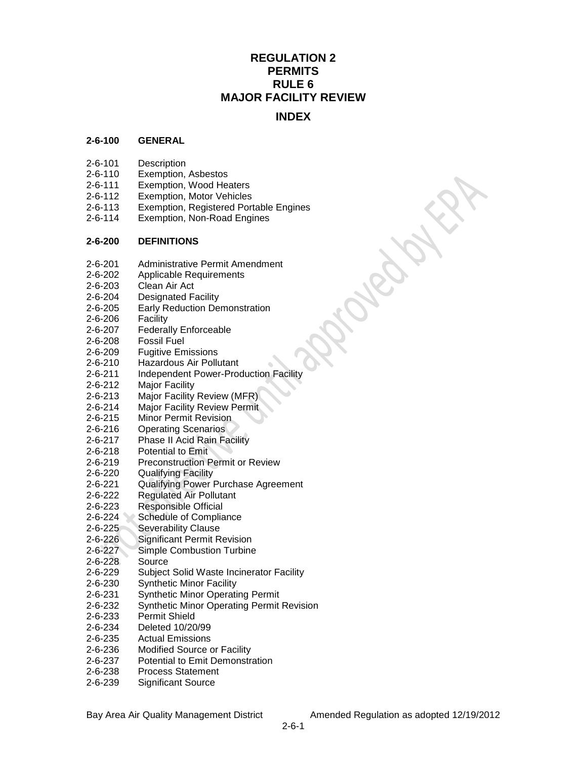# REGULATION 2
# PERMITS
# RULE 6
# MAJOR FACILITY REVIEW

## INDEX

**2-6-100 GENERAL**

2-6-101 Description
2-6-110 Exemption, Asbestos
2-6-111 Exemption, Wood Heaters
2-6-112 Exemption, Motor Vehicles
2-6-113 Exemption, Registered Portable Engines
2-6-114 Exemption, Non-Road Engines

**2-6-200 DEFINITIONS**

2-6-201 Administrative Permit Amendment
2-6-202 Applicable Requirements
2-6-203 Clean Air Act
2-6-204 Designated Facility
2-6-205 Early Reduction Demonstration
2-6-206 Facility
2-6-207 Federally Enforceable
2-6-208 Fossil Fuel
2-6-209 Fugitive Emissions
2-6-210 Hazardous Air Pollutant
2-6-211 Independent Power-Production Facility
2-6-212 Major Facility
2-6-213 Major Facility Review (MFR)
2-6-214 Major Facility Review Permit
2-6-215 Minor Permit Revision
2-6-216 Operating Scenarios
2-6-217 Phase II Acid Rain Facility
2-6-218 Potential to Emit
2-6-219 Preconstruction Permit or Review
2-6-220 Qualifying Facility
2-6-221 Qualifying Power Purchase Agreement
2-6-222 Regulated Air Pollutant
2-6-223 Responsible Official
2-6-224 Schedule of Compliance
2-6-225 Severability Clause
2-6-226 Significant Permit Revision
2-6-227 Simple Combustion Turbine
2-6-228 Source
2-6-229 Subject Solid Waste Incinerator Facility
2-6-230 Synthetic Minor Facility
2-6-231 Synthetic Minor Operating Permit
2-6-232 Synthetic Minor Operating Permit Revision
2-6-233 Permit Shield
2-6-234 Deleted 10/20/99
2-6-235 Actual Emissions
2-6-236 Modified Source or Facility
2-6-237 Potential to Emit Demonstration
2-6-238 Process Statement
2-6-239 Significant Source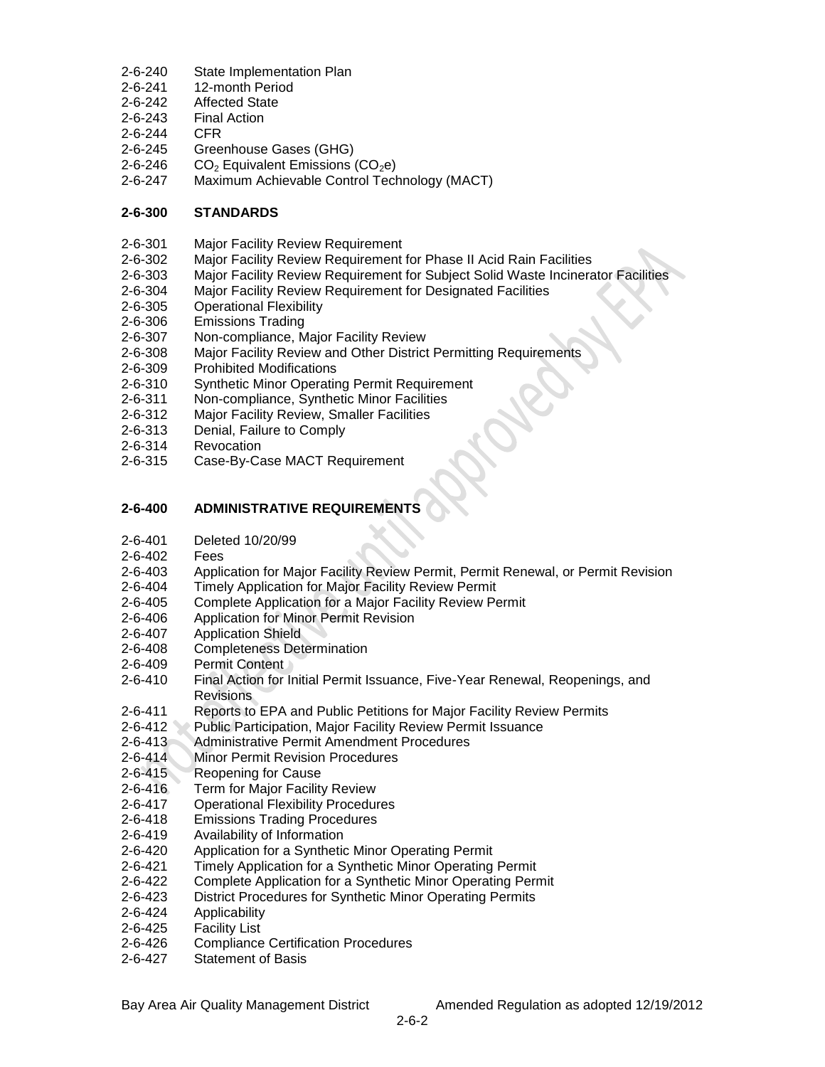2-6-240 State Implementation Plan
2-6-241 12-month Period
2-6-242 Affected State
2-6-243 Final Action
2-6-244 CFR
2-6-245 Greenhouse Gases (GHG)
2-6-246 $CO_2$ Equivalent Emissions ($CO_2e$)
2-6-247 Maximum Achievable Control Technology (MACT)

**2-6-300 STANDARDS**

2-6-301 Major Facility Review Requirement
2-6-302 Major Facility Review Requirement for Phase II Acid Rain Facilities
2-6-303 Major Facility Review Requirement for Subject Solid Waste Incinerator Facilities
2-6-304 Major Facility Review Requirement for Designated Facilities
2-6-305 Operational Flexibility
2-6-306 Emissions Trading
2-6-307 Non-compliance, Major Facility Review
2-6-308 Major Facility Review and Other District Permitting Requirements
2-6-309 Prohibited Modifications
2-6-310 Synthetic Minor Operating Permit Requirement
2-6-311 Non-compliance, Synthetic Minor Facilities
2-6-312 Major Facility Review, Smaller Facilities
2-6-313 Denial, Failure to Comply
2-6-314 Revocation
2-6-315 Case-By-Case MACT Requirement

**2-6-400 ADMINISTRATIVE REQUIREMENTS**

2-6-401 Deleted 10/20/99
2-6-402 Fees
2-6-403 Application for Major Facility Review Permit, Permit Renewal, or Permit Revision
2-6-404 Timely Application for Major Facility Review Permit
2-6-405 Complete Application for a Major Facility Review Permit
2-6-406 Application for Minor Permit Revision
2-6-407 Application Shield
2-6-408 Completeness Determination
2-6-409 Permit Content
2-6-410 Final Action for Initial Permit Issuance, Five-Year Renewal, Reopenings, and Revisions
2-6-411 Reports to EPA and Public Petitions for Major Facility Review Permits
2-6-412 Public Participation, Major Facility Review Permit Issuance
2-6-413 Administrative Permit Amendment Procedures
2-6-414 Minor Permit Revision Procedures
2-6-415 Reopening for Cause
2-6-416 Term for Major Facility Review
2-6-417 Operational Flexibility Procedures
2-6-418 Emissions Trading Procedures
2-6-419 Availability of Information
2-6-420 Application for a Synthetic Minor Operating Permit
2-6-421 Timely Application for a Synthetic Minor Operating Permit
2-6-422 Complete Application for a Synthetic Minor Operating Permit
2-6-423 District Procedures for Synthetic Minor Operating Permits
2-6-424 Applicability
2-6-425 Facility List
2-6-426 Compliance Certification Procedures
2-6-427 Statement of Basis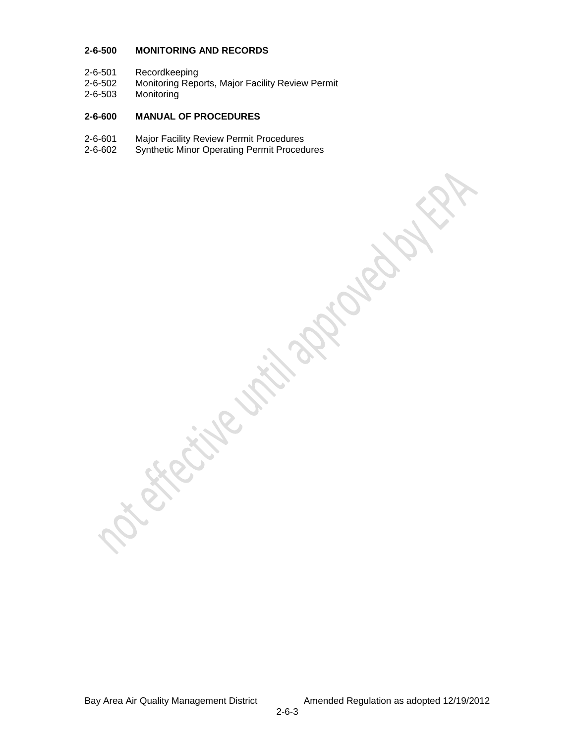**2-6-500 MONITORING AND RECORDS**

2-6-501 Recordkeeping
2-6-502 Monitoring Reports, Major Facility Review Permit
2-6-503 Monitoring

**2-6-600 MANUAL OF PROCEDURES**

2-6-601 Major Facility Review Permit Procedures
2-6-602 Synthetic Minor Operating Permit Procedures

not effective until approved by EPA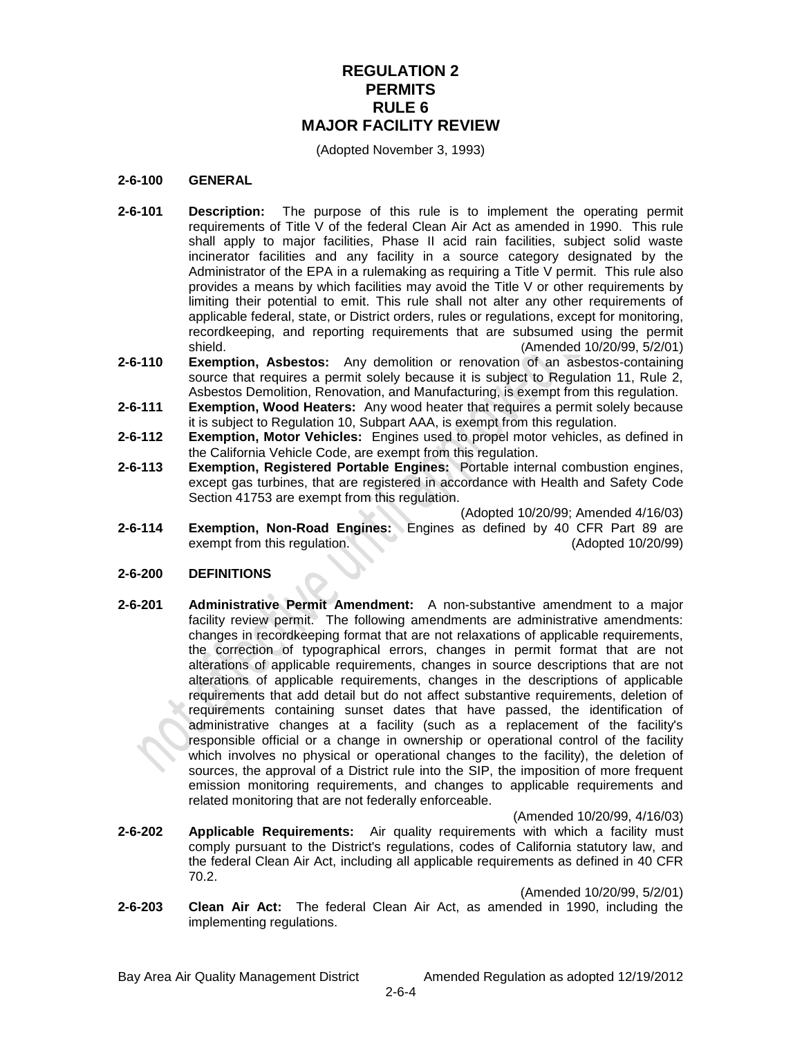# REGULATION 2
# PERMITS
# RULE 6
# MAJOR FACILITY REVIEW

(Adopted November 3, 1993)

## 2-6-100 GENERAL

**2-6-101 Description:** The purpose of this rule is to implement the operating permit requirements of Title V of the federal Clean Air Act as amended in 1990. This rule shall apply to major facilities, Phase II acid rain facilities, subject solid waste incinerator facilities and any facility in a source category designated by the Administrator of the EPA in a rulemaking as requiring a Title V permit. This rule also provides a means by which facilities may avoid the Title V or other requirements by limiting their potential to emit. This rule shall not alter any other requirements of applicable federal, state, or District orders, rules or regulations, except for monitoring, recordkeeping, and reporting requirements that are subsumed using the permit shield. (Amended 10/20/99, 5/2/01)

**2-6-110 Exemption, Asbestos:** Any demolition or renovation of an asbestos-containing source that requires a permit solely because it is subject to Regulation 11, Rule 2, Asbestos Demolition, Renovation, and Manufacturing, is exempt from this regulation.

**2-6-111 Exemption, Wood Heaters:** Any wood heater that requires a permit solely because it is subject to Regulation 10, Subpart AAA, is exempt from this regulation.

**2-6-112 Exemption, Motor Vehicles:** Engines used to propel motor vehicles, as defined in the California Vehicle Code, are exempt from this regulation.

**2-6-113 Exemption, Registered Portable Engines:** Portable internal combustion engines, except gas turbines, that are registered in accordance with Health and Safety Code Section 41753 are exempt from this regulation.

(Adopted 10/20/99; Amended 4/16/03)

**2-6-114 Exemption, Non-Road Engines:** Engines as defined by 40 CFR Part 89 are exempt from this regulation. (Adopted 10/20/99)

## 2-6-200 DEFINITIONS

**2-6-201 Administrative Permit Amendment:** A non-substantive amendment to a major facility review permit. The following amendments are administrative amendments: changes in recordkeeping format that are not relaxations of applicable requirements, the correction of typographical errors, changes in permit format that are not alterations of applicable requirements, changes in source descriptions that are not alterations of applicable requirements, changes in the descriptions of applicable requirements that add detail but do not affect substantive requirements, deletion of requirements containing sunset dates that have passed, the identification of administrative changes at a facility (such as a replacement of the facility's responsible official or a change in ownership or operational control of the facility which involves no physical or operational changes to the facility), the deletion of sources, the approval of a District rule into the SIP, the imposition of more frequent emission monitoring requirements, and changes to applicable requirements and related monitoring that are not federally enforceable.

(Amended 10/20/99, 4/16/03)

**2-6-202 Applicable Requirements:** Air quality requirements with which a facility must comply pursuant to the District's regulations, codes of California statutory law, and the federal Clean Air Act, including all applicable requirements as defined in 40 CFR 70.2.

(Amended 10/20/99, 5/2/01)

**2-6-203 Clean Air Act:** The federal Clean Air Act, as amended in 1990, including the implementing regulations.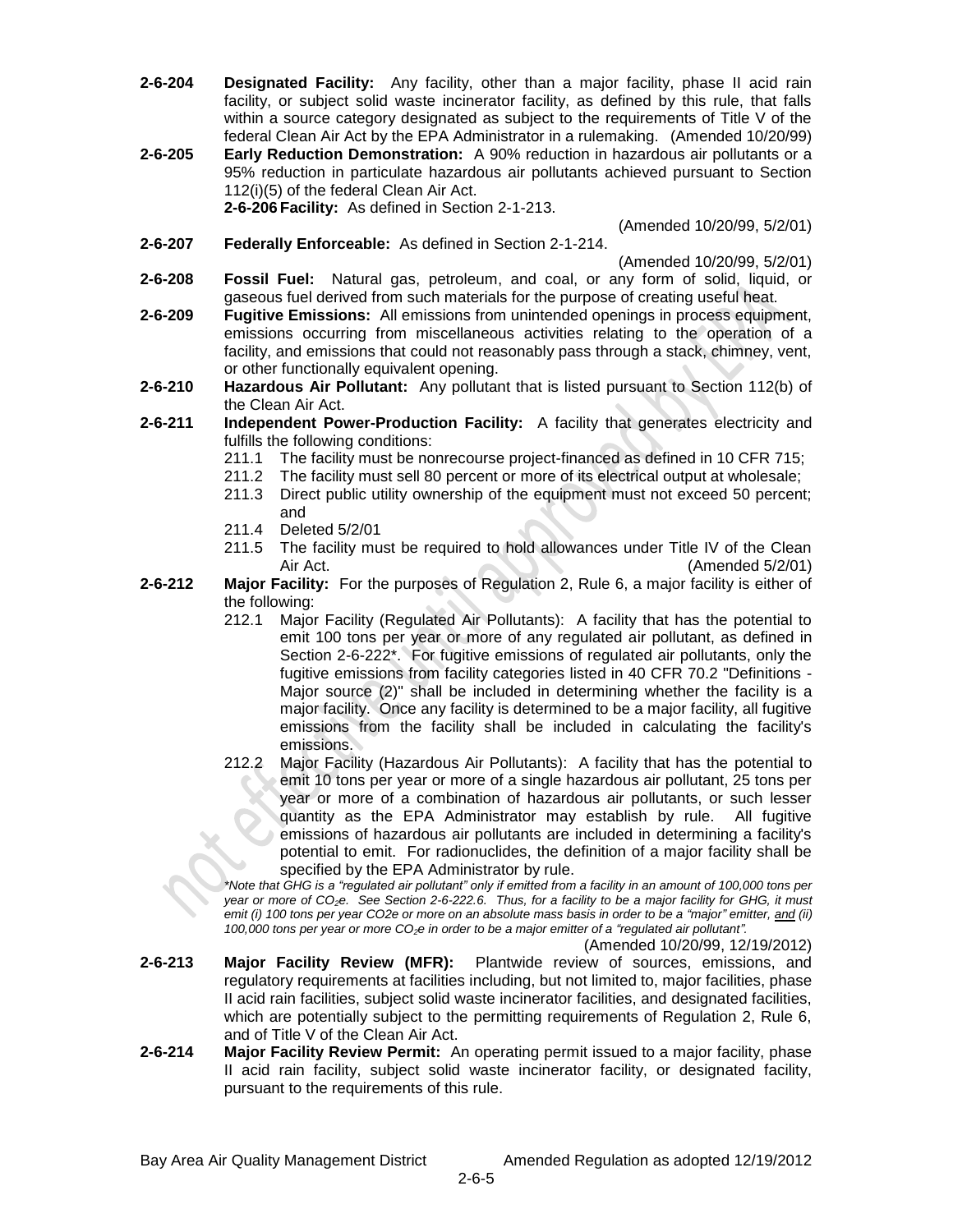**2-6-204 Designated Facility:** Any facility, other than a major facility, phase II acid rain facility, or subject solid waste incinerator facility, as defined by this rule, that falls within a source category designated as subject to the requirements of Title V of the federal Clean Air Act by the EPA Administrator in a rulemaking. (Amended 10/20/99)

**2-6-205 Early Reduction Demonstration:** A 90% reduction in hazardous air pollutants or a 95% reduction in particulate hazardous air pollutants achieved pursuant to Section 112(i)(5) of the federal Clean Air Act.

**2-6-206 Facility:** As defined in Section 2-1-213.

(Amended 10/20/99, 5/2/01)

**2-6-207 Federally Enforceable:** As defined in Section 2-1-214.

(Amended 10/20/99, 5/2/01)

**2-6-208 Fossil Fuel:** Natural gas, petroleum, and coal, or any form of solid, liquid, or gaseous fuel derived from such materials for the purpose of creating useful heat.

**2-6-209 Fugitive Emissions:** All emissions from unintended openings in process equipment, emissions occurring from miscellaneous activities relating to the operation of a facility, and emissions that could not reasonably pass through a stack, chimney, vent, or other functionally equivalent opening.

**2-6-210 Hazardous Air Pollutant:** Any pollutant that is listed pursuant to Section 112(b) of the Clean Air Act.

**2-6-211 Independent Power-Production Facility:** A facility that generates electricity and fulfills the following conditions:

- 211.1 The facility must be nonrecourse project-financed as defined in 10 CFR 715;
- 211.2 The facility must sell 80 percent or more of its electrical output at wholesale;
- 211.3 Direct public utility ownership of the equipment must not exceed 50 percent; and
- 211.4 Deleted 5/2/01
- 211.5 The facility must be required to hold allowances under Title IV of the Clean Air Act. (Amended 5/2/01)

**2-6-212 Major Facility:** For the purposes of Regulation 2, Rule 6, a major facility is either of the following:

- 212.1 Major Facility (Regulated Air Pollutants): A facility that has the potential to emit 100 tons per year or more of any regulated air pollutant, as defined in Section 2-6-222*. For fugitive emissions of regulated air pollutants, only the fugitive emissions from facility categories listed in 40 CFR 70.2 "Definitions - Major source (2)" shall be included in determining whether the facility is a major facility. Once any facility is determined to be a major facility, all fugitive emissions from the facility shall be included in calculating the facility's emissions.
- 212.2 Major Facility (Hazardous Air Pollutants): A facility that has the potential to emit 10 tons per year or more of a single hazardous air pollutant, 25 tons per year or more of a combination of hazardous air pollutants, or such lesser quantity as the EPA Administrator may establish by rule. All fugitive emissions of hazardous air pollutants are included in determining a facility's potential to emit. For radionuclides, the definition of a major facility shall be specified by the EPA Administrator by rule.

*\*Note that GHG is a "regulated air pollutant" only if emitted from a facility in an amount of 100,000 tons per year or more of $CO_2e$. See Section 2-6-222.6. Thus, for a facility to be a major facility for GHG, it must emit (i) 100 tons per year CO2e or more on an absolute mass basis in order to be a "major" emitter, and (ii) 100,000 tons per year or more $CO_2e$ in order to be a major emitter of a "regulated air pollutant".*

(Amended 10/20/99, 12/19/2012)

**2-6-213 Major Facility Review (MFR):** Plantwide review of sources, emissions, and regulatory requirements at facilities including, but not limited to, major facilities, phase II acid rain facilities, subject solid waste incinerator facilities, and designated facilities, which are potentially subject to the permitting requirements of Regulation 2, Rule 6, and of Title V of the Clean Air Act.

**2-6-214 Major Facility Review Permit:** An operating permit issued to a major facility, phase II acid rain facility, subject solid waste incinerator facility, or designated facility, pursuant to the requirements of this rule.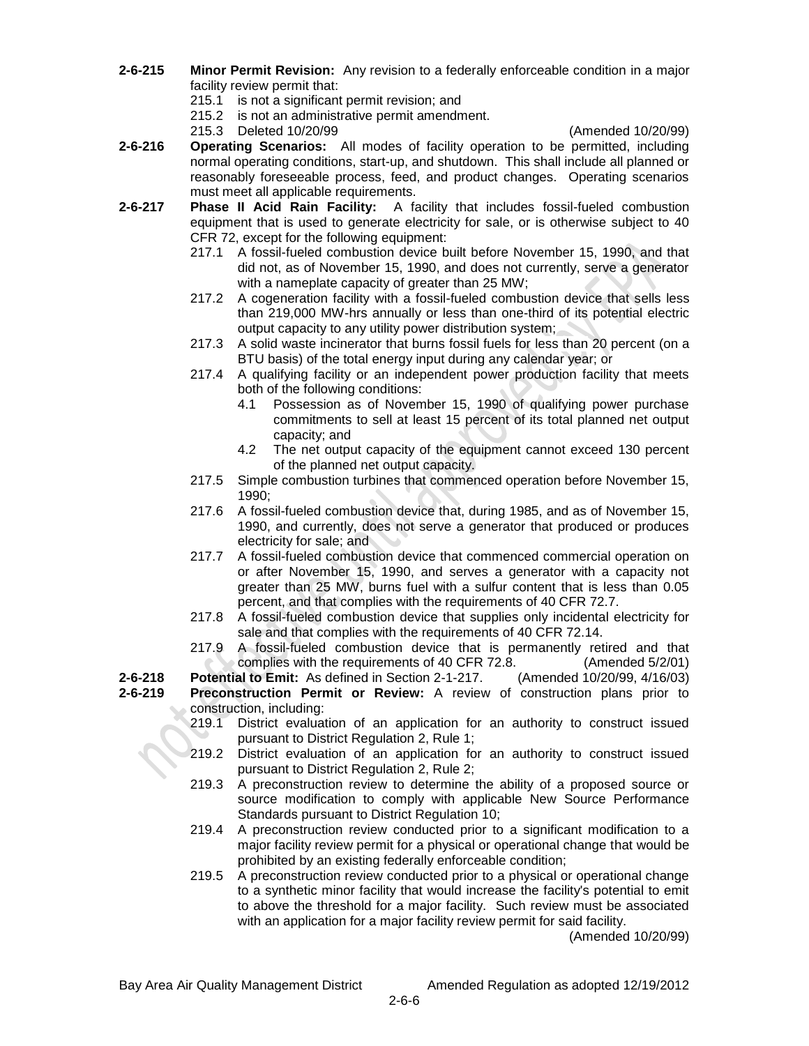**2-6-215** **Minor Permit Revision:** Any revision to a federally enforceable condition in a major facility review permit that:

215.1 is not a significant permit revision; and

215.2 is not an administrative permit amendment.

215.3 Deleted 10/20/99 (Amended 10/20/99)

**2-6-216** **Operating Scenarios:** All modes of facility operation to be permitted, including normal operating conditions, start-up, and shutdown. This shall include all planned or reasonably foreseeable process, feed, and product changes. Operating scenarios must meet all applicable requirements.

**2-6-217** **Phase II Acid Rain Facility:** A facility that includes fossil-fueled combustion equipment that is used to generate electricity for sale, or is otherwise subject to 40 CFR 72, except for the following equipment:

217.1 A fossil-fueled combustion device built before November 15, 1990, and that did not, as of November 15, 1990, and does not currently, serve a generator with a nameplate capacity of greater than 25 MW;

217.2 A cogeneration facility with a fossil-fueled combustion device that sells less than 219,000 MW-hrs annually or less than one-third of its potential electric output capacity to any utility power distribution system;

217.3 A solid waste incinerator that burns fossil fuels for less than 20 percent (on a BTU basis) of the total energy input during any calendar year; or

217.4 A qualifying facility or an independent power production facility that meets both of the following conditions:

4.1 Possession as of November 15, 1990 of qualifying power purchase commitments to sell at least 15 percent of its total planned net output capacity; and

4.2 The net output capacity of the equipment cannot exceed 130 percent of the planned net output capacity.

217.5 Simple combustion turbines that commenced operation before November 15, 1990;

217.6 A fossil-fueled combustion device that, during 1985, and as of November 15, 1990, and currently, does not serve a generator that produced or produces electricity for sale; and

217.7 A fossil-fueled combustion device that commenced commercial operation on or after November 15, 1990, and serves a generator with a capacity not greater than 25 MW, burns fuel with a sulfur content that is less than 0.05 percent, and that complies with the requirements of 40 CFR 72.7.

217.8 A fossil-fueled combustion device that supplies only incidental electricity for sale and that complies with the requirements of 40 CFR 72.14.

217.9 A fossil-fueled combustion device that is permanently retired and that complies with the requirements of 40 CFR 72.8. (Amended 5/2/01)

**2-6-218** **Potential to Emit:** As defined in Section 2-1-217. (Amended 10/20/99, 4/16/03)

**2-6-219** **Preconstruction Permit or Review:** A review of construction plans prior to construction, including:

219.1 District evaluation of an application for an authority to construct issued pursuant to District Regulation 2, Rule 1;

219.2 District evaluation of an application for an authority to construct issued pursuant to District Regulation 2, Rule 2;

219.3 A preconstruction review to determine the ability of a proposed source or source modification to comply with applicable New Source Performance Standards pursuant to District Regulation 10;

219.4 A preconstruction review conducted prior to a significant modification to a major facility review permit for a physical or operational change that would be prohibited by an existing federally enforceable condition;

219.5 A preconstruction review conducted prior to a physical or operational change to a synthetic minor facility that would increase the facility's potential to emit to above the threshold for a major facility. Such review must be associated with an application for a major facility review permit for said facility.

(Amended 10/20/99)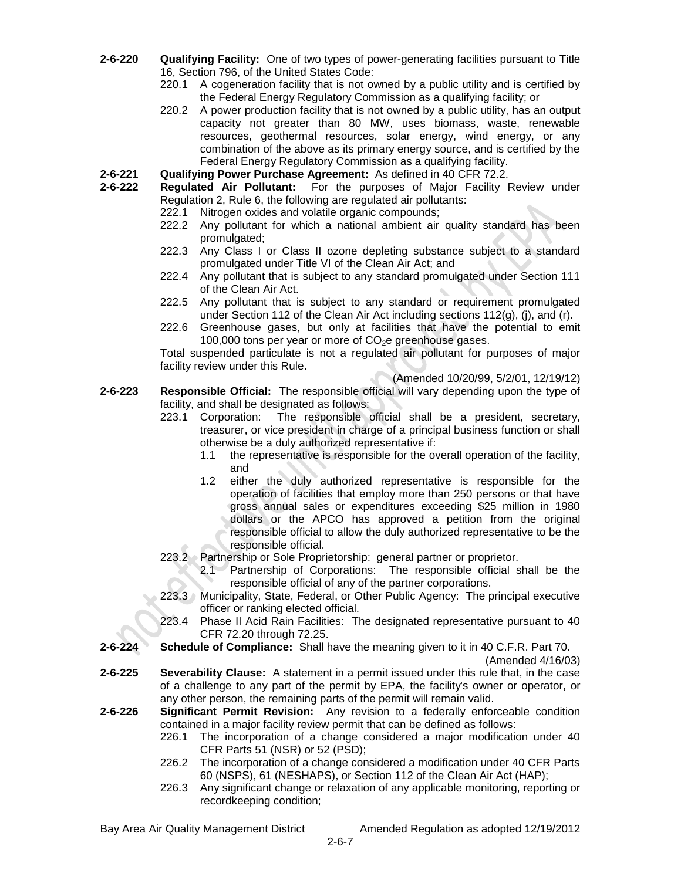**2-6-220** **Qualifying Facility:** One of two types of power-generating facilities pursuant to Title 16, Section 796, of the United States Code:

220.1 A cogeneration facility that is not owned by a public utility and is certified by the Federal Energy Regulatory Commission as a qualifying facility; or

220.2 A power production facility that is not owned by a public utility, has an output capacity not greater than 80 MW, uses biomass, waste, renewable resources, geothermal resources, solar energy, wind energy, or any combination of the above as its primary energy source, and is certified by the Federal Energy Regulatory Commission as a qualifying facility.

**2-6-221** **Qualifying Power Purchase Agreement:** As defined in 40 CFR 72.2.

**2-6-222** **Regulated Air Pollutant:** For the purposes of Major Facility Review under Regulation 2, Rule 6, the following are regulated air pollutants:

222.1 Nitrogen oxides and volatile organic compounds;

222.2 Any pollutant for which a national ambient air quality standard has been promulgated;

222.3 Any Class I or Class II ozone depleting substance subject to a standard promulgated under Title VI of the Clean Air Act; and

222.4 Any pollutant that is subject to any standard promulgated under Section 111 of the Clean Air Act.

222.5 Any pollutant that is subject to any standard or requirement promulgated under Section 112 of the Clean Air Act including sections 112(g), (j), and (r).

222.6 Greenhouse gases, but only at facilities that have the potential to emit 100,000 tons per year or more of $CO_2$e greenhouse gases.

Total suspended particulate is not a regulated air pollutant for purposes of major facility review under this Rule.

(Amended 10/20/99, 5/2/01, 12/19/12)

**2-6-223** **Responsible Official:** The responsible official will vary depending upon the type of facility, and shall be designated as follows:

223.1 Corporation: The responsible official shall be a president, secretary, treasurer, or vice president in charge of a principal business function or shall otherwise be a duly authorized representative if:

1.1 the representative is responsible for the overall operation of the facility, and

1.2 either the duly authorized representative is responsible for the operation of facilities that employ more than 250 persons or that have gross annual sales or expenditures exceeding $25 million in 1980 dollars or the APCO has approved a petition from the original responsible official to allow the duly authorized representative to be the responsible official.

223.2 Partnership or Sole Proprietorship: general partner or proprietor.

2.1 Partnership of Corporations: The responsible official shall be the responsible official of any of the partner corporations.

223.3 Municipality, State, Federal, or Other Public Agency: The principal executive officer or ranking elected official.

223.4 Phase II Acid Rain Facilities: The designated representative pursuant to 40 CFR 72.20 through 72.25.

**2-6-224** **Schedule of Compliance:** Shall have the meaning given to it in 40 C.F.R. Part 70.

(Amended 4/16/03)

**2-6-225** **Severability Clause:** A statement in a permit issued under this rule that, in the case of a challenge to any part of the permit by EPA, the facility's owner or operator, or any other person, the remaining parts of the permit will remain valid.

**2-6-226** **Significant Permit Revision:** Any revision to a federally enforceable condition contained in a major facility review permit that can be defined as follows:

226.1 The incorporation of a change considered a major modification under 40 CFR Parts 51 (NSR) or 52 (PSD);

226.2 The incorporation of a change considered a modification under 40 CFR Parts 60 (NSPS), 61 (NESHAPS), or Section 112 of the Clean Air Act (HAP);

226.3 Any significant change or relaxation of any applicable monitoring, reporting or recordkeeping condition;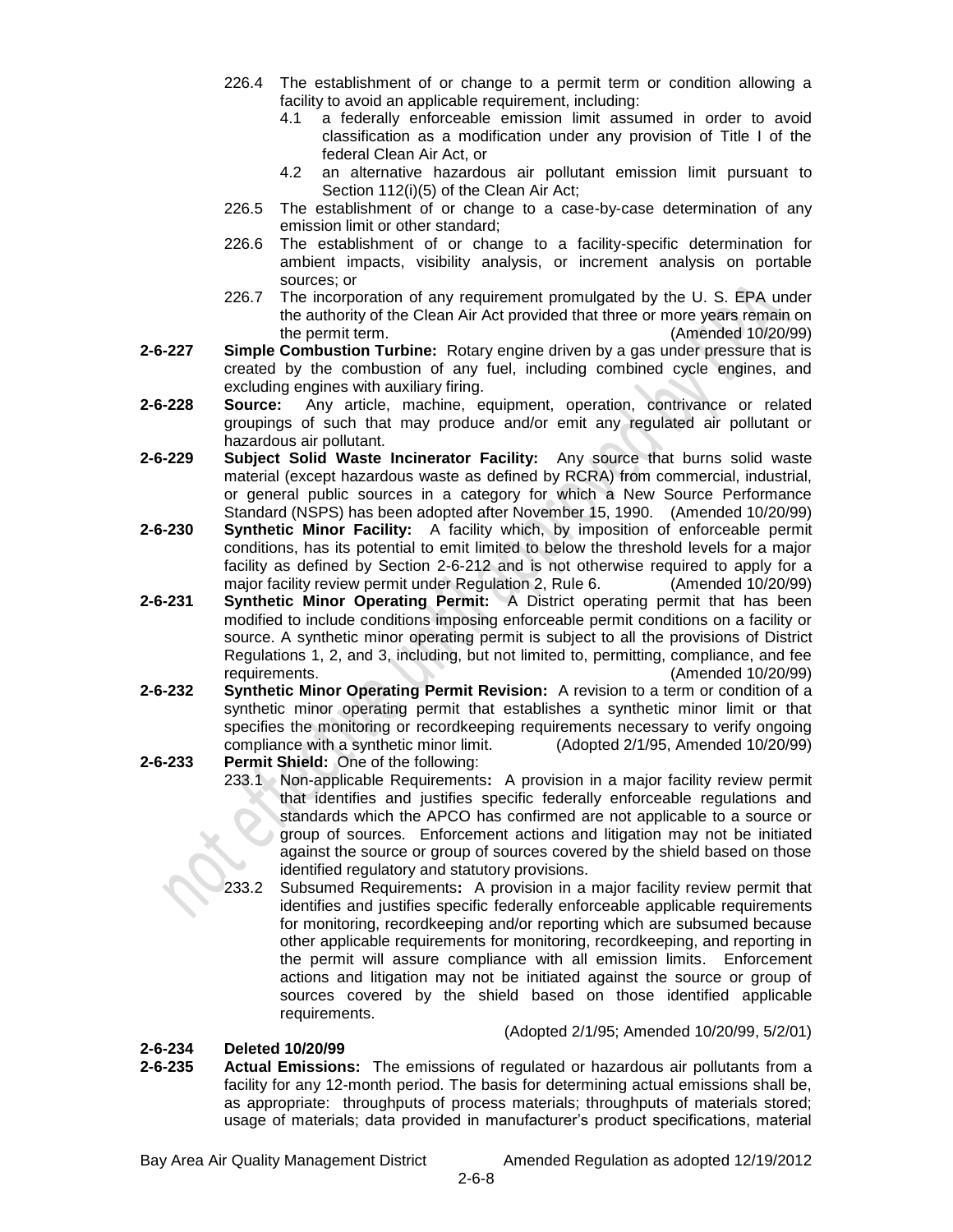226.4 The establishment of or change to a permit term or condition allowing a facility to avoid an applicable requirement, including:

4.1 a federally enforceable emission limit assumed in order to avoid classification as a modification under any provision of Title I of the federal Clean Air Act, or

4.2 an alternative hazardous air pollutant emission limit pursuant to Section 112(i)(5) of the Clean Air Act;

226.5 The establishment of or change to a case-by-case determination of any emission limit or other standard;

226.6 The establishment of or change to a facility-specific determination for ambient impacts, visibility analysis, or increment analysis on portable sources; or

226.7 The incorporation of any requirement promulgated by the U. S. EPA under the authority of the Clean Air Act provided that three or more years remain on the permit term. (Amended 10/20/99)

**2-6-227 Simple Combustion Turbine:** Rotary engine driven by a gas under pressure that is created by the combustion of any fuel, including combined cycle engines, and excluding engines with auxiliary firing.

**2-6-228 Source:** Any article, machine, equipment, operation, contrivance or related groupings of such that may produce and/or emit any regulated air pollutant or hazardous air pollutant.

**2-6-229 Subject Solid Waste Incinerator Facility:** Any source that burns solid waste material (except hazardous waste as defined by RCRA) from commercial, industrial, or general public sources in a category for which a New Source Performance Standard (NSPS) has been adopted after November 15, 1990. (Amended 10/20/99)

**2-6-230 Synthetic Minor Facility:** A facility which, by imposition of enforceable permit conditions, has its potential to emit limited to below the threshold levels for a major facility as defined by Section 2-6-212 and is not otherwise required to apply for a major facility review permit under Regulation 2, Rule 6. (Amended 10/20/99)

**2-6-231 Synthetic Minor Operating Permit:** A District operating permit that has been modified to include conditions imposing enforceable permit conditions on a facility or source. A synthetic minor operating permit is subject to all the provisions of District Regulations 1, 2, and 3, including, but not limited to, permitting, compliance, and fee requirements. (Amended 10/20/99)

**2-6-232 Synthetic Minor Operating Permit Revision:** A revision to a term or condition of a synthetic minor operating permit that establishes a synthetic minor limit or that specifies the monitoring or recordkeeping requirements necessary to verify ongoing compliance with a synthetic minor limit. (Adopted 2/1/95, Amended 10/20/99)

**2-6-233 Permit Shield:** One of the following:

233.1 Non-applicable Requirements**:** A provision in a major facility review permit that identifies and justifies specific federally enforceable regulations and standards which the APCO has confirmed are not applicable to a source or group of sources. Enforcement actions and litigation may not be initiated against the source or group of sources covered by the shield based on those identified regulatory and statutory provisions.

233.2 Subsumed Requirements**:** A provision in a major facility review permit that identifies and justifies specific federally enforceable applicable requirements for monitoring, recordkeeping and/or reporting which are subsumed because other applicable requirements for monitoring, recordkeeping, and reporting in the permit will assure compliance with all emission limits. Enforcement actions and litigation may not be initiated against the source or group of sources covered by the shield based on those identified applicable requirements.

(Adopted 2/1/95; Amended 10/20/99, 5/2/01)

**2-6-234 Deleted 10/20/99**

**2-6-235 Actual Emissions:** The emissions of regulated or hazardous air pollutants from a facility for any 12-month period. The basis for determining actual emissions shall be, as appropriate: throughputs of process materials; throughputs of materials stored; usage of materials; data provided in manufacturer's product specifications, material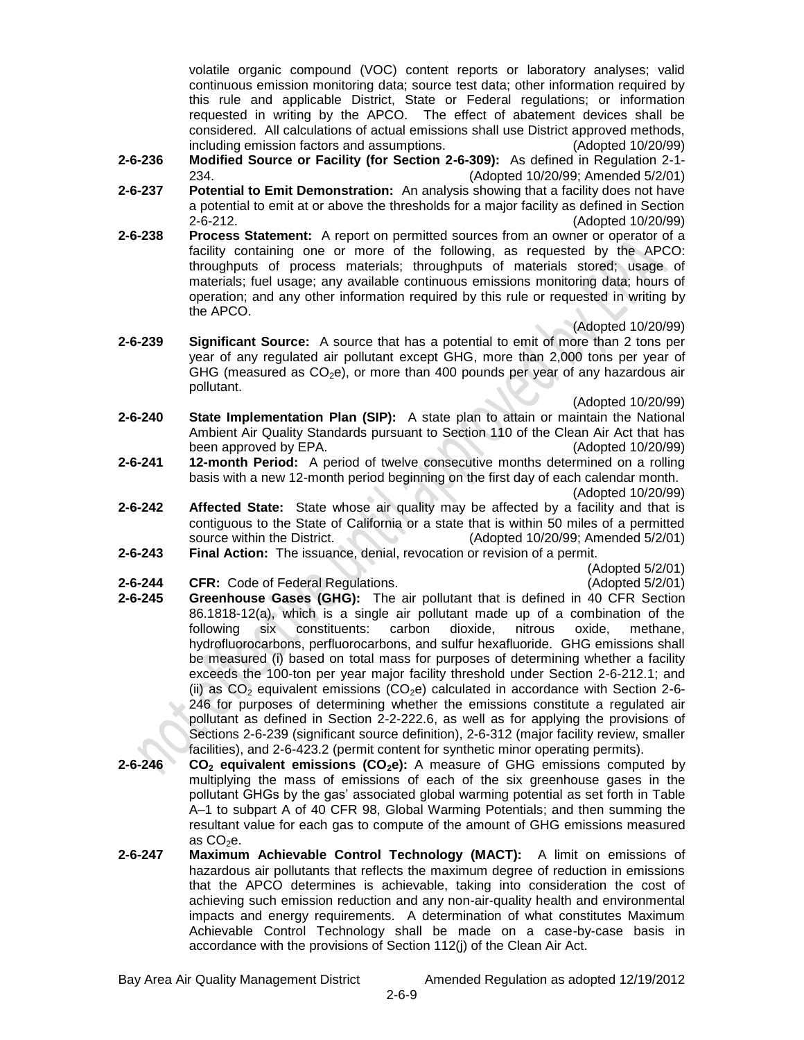volatile organic compound (VOC) content reports or laboratory analyses; valid continuous emission monitoring data; source test data; other information required by this rule and applicable District, State or Federal regulations; or information requested in writing by the APCO. The effect of abatement devices shall be considered. All calculations of actual emissions shall use District approved methods, including emission factors and assumptions. (Adopted 10/20/99)

**2-6-236 Modified Source or Facility (for Section 2-6-309):** As defined in Regulation 2-1-234. (Adopted 10/20/99; Amended 5/2/01)

**2-6-237 Potential to Emit Demonstration:** An analysis showing that a facility does not have a potential to emit at or above the thresholds for a major facility as defined in Section 2-6-212. (Adopted 10/20/99)

**2-6-238 Process Statement:** A report on permitted sources from an owner or operator of a facility containing one or more of the following, as requested by the APCO: throughputs of process materials; throughputs of materials stored; usage of materials; fuel usage; any available continuous emissions monitoring data; hours of operation; and any other information required by this rule or requested in writing by the APCO. (Adopted 10/20/99)

**2-6-239 Significant Source:** A source that has a potential to emit of more than 2 tons per year of any regulated air pollutant except GHG, more than 2,000 tons per year of GHG (measured as $CO_2e$), or more than 400 pounds per year of any hazardous air pollutant. (Adopted 10/20/99)

**2-6-240 State Implementation Plan (SIP):** A state plan to attain or maintain the National Ambient Air Quality Standards pursuant to Section 110 of the Clean Air Act that has been approved by EPA. (Adopted 10/20/99)

**2-6-241 12-month Period:** A period of twelve consecutive months determined on a rolling basis with a new 12-month period beginning on the first day of each calendar month. (Adopted 10/20/99)

**2-6-242 Affected State:** State whose air quality may be affected by a facility and that is contiguous to the State of California or a state that is within 50 miles of a permitted source within the District. (Adopted 10/20/99; Amended 5/2/01)

**2-6-243 Final Action:** The issuance, denial, revocation or revision of a permit. (Adopted 5/2/01)

**2-6-244 CFR:** Code of Federal Regulations. (Adopted 5/2/01)

**2-6-245 Greenhouse Gases (GHG):** The air pollutant that is defined in 40 CFR Section 86.1818-12(a), which is a single air pollutant made up of a combination of the following six constituents: carbon dioxide, nitrous oxide, methane, hydrofluorocarbons, perfluorocarbons, and sulfur hexafluoride. GHG emissions shall be measured (i) based on total mass for purposes of determining whether a facility exceeds the 100-ton per year major facility threshold under Section 2-6-212.1; and (ii) as $CO_2$ equivalent emissions ($CO_2e$) calculated in accordance with Section 2-6-246 for purposes of determining whether the emissions constitute a regulated air pollutant as defined in Section 2-2-222.6, as well as for applying the provisions of Sections 2-6-239 (significant source definition), 2-6-312 (major facility review, smaller facilities), and 2-6-423.2 (permit content for synthetic minor operating permits).

**2-6-246 $CO_2$ equivalent emissions ($CO_2e$):** A measure of GHG emissions computed by multiplying the mass of emissions of each of the six greenhouse gases in the pollutant GHGs by the gas' associated global warming potential as set forth in Table A–1 to subpart A of 40 CFR 98, Global Warming Potentials; and then summing the resultant value for each gas to compute of the amount of GHG emissions measured as $CO_2e$.

**2-6-247 Maximum Achievable Control Technology (MACT):** A limit on emissions of hazardous air pollutants that reflects the maximum degree of reduction in emissions that the APCO determines is achievable, taking into consideration the cost of achieving such emission reduction and any non-air-quality health and environmental impacts and energy requirements. A determination of what constitutes Maximum Achievable Control Technology shall be made on a case-by-case basis in accordance with the provisions of Section 112(j) of the Clean Air Act.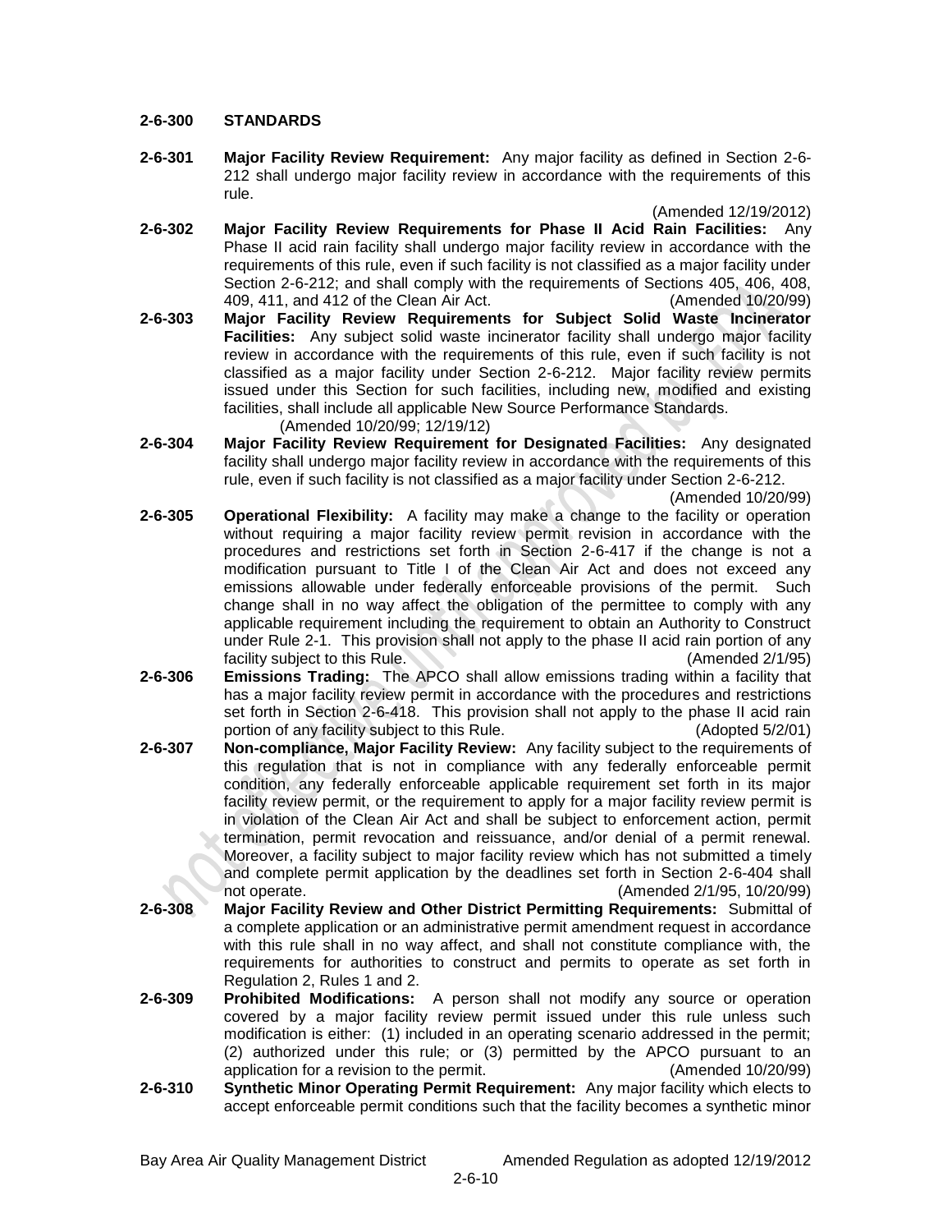**2-6-300 STANDARDS**

**2-6-301 Major Facility Review Requirement:** Any major facility as defined in Section 2-6-212 shall undergo major facility review in accordance with the requirements of this rule.

(Amended 12/19/2012)

**2-6-302 Major Facility Review Requirements for Phase II Acid Rain Facilities:** Any Phase II acid rain facility shall undergo major facility review in accordance with the requirements of this rule, even if such facility is not classified as a major facility under Section 2-6-212; and shall comply with the requirements of Sections 405, 406, 408, 409, 411, and 412 of the Clean Air Act. (Amended 10/20/99)

**2-6-303 Major Facility Review Requirements for Subject Solid Waste Incinerator Facilities:** Any subject solid waste incinerator facility shall undergo major facility review in accordance with the requirements of this rule, even if such facility is not classified as a major facility under Section 2-6-212. Major facility review permits issued under this Section for such facilities, including new, modified and existing facilities, shall include all applicable New Source Performance Standards.

(Amended 10/20/99; 12/19/12)

**2-6-304 Major Facility Review Requirement for Designated Facilities:** Any designated facility shall undergo major facility review in accordance with the requirements of this rule, even if such facility is not classified as a major facility under Section 2-6-212.

(Amended 10/20/99)

**2-6-305 Operational Flexibility:** A facility may make a change to the facility or operation without requiring a major facility review permit revision in accordance with the procedures and restrictions set forth in Section 2-6-417 if the change is not a modification pursuant to Title I of the Clean Air Act and does not exceed any emissions allowable under federally enforceable provisions of the permit. Such change shall in no way affect the obligation of the permittee to comply with any applicable requirement including the requirement to obtain an Authority to Construct under Rule 2-1. This provision shall not apply to the phase II acid rain portion of any facility subject to this Rule. (Amended 2/1/95)

**2-6-306 Emissions Trading:** The APCO shall allow emissions trading within a facility that has a major facility review permit in accordance with the procedures and restrictions set forth in Section 2-6-418. This provision shall not apply to the phase II acid rain portion of any facility subject to this Rule. (Adopted 5/2/01)

**2-6-307 Non-compliance, Major Facility Review:** Any facility subject to the requirements of this regulation that is not in compliance with any federally enforceable permit condition, any federally enforceable applicable requirement set forth in its major facility review permit, or the requirement to apply for a major facility review permit is in violation of the Clean Air Act and shall be subject to enforcement action, permit termination, permit revocation and reissuance, and/or denial of a permit renewal. Moreover, a facility subject to major facility review which has not submitted a timely and complete permit application by the deadlines set forth in Section 2-6-404 shall not operate. (Amended 2/1/95, 10/20/99)

**2-6-308 Major Facility Review and Other District Permitting Requirements:** Submittal of a complete application or an administrative permit amendment request in accordance with this rule shall in no way affect, and shall not constitute compliance with, the requirements for authorities to construct and permits to operate as set forth in Regulation 2, Rules 1 and 2.

**2-6-309 Prohibited Modifications:** A person shall not modify any source or operation covered by a major facility review permit issued under this rule unless such modification is either: (1) included in an operating scenario addressed in the permit; (2) authorized under this rule; or (3) permitted by the APCO pursuant to an application for a revision to the permit. (Amended 10/20/99)

**2-6-310 Synthetic Minor Operating Permit Requirement:** Any major facility which elects to accept enforceable permit conditions such that the facility becomes a synthetic minor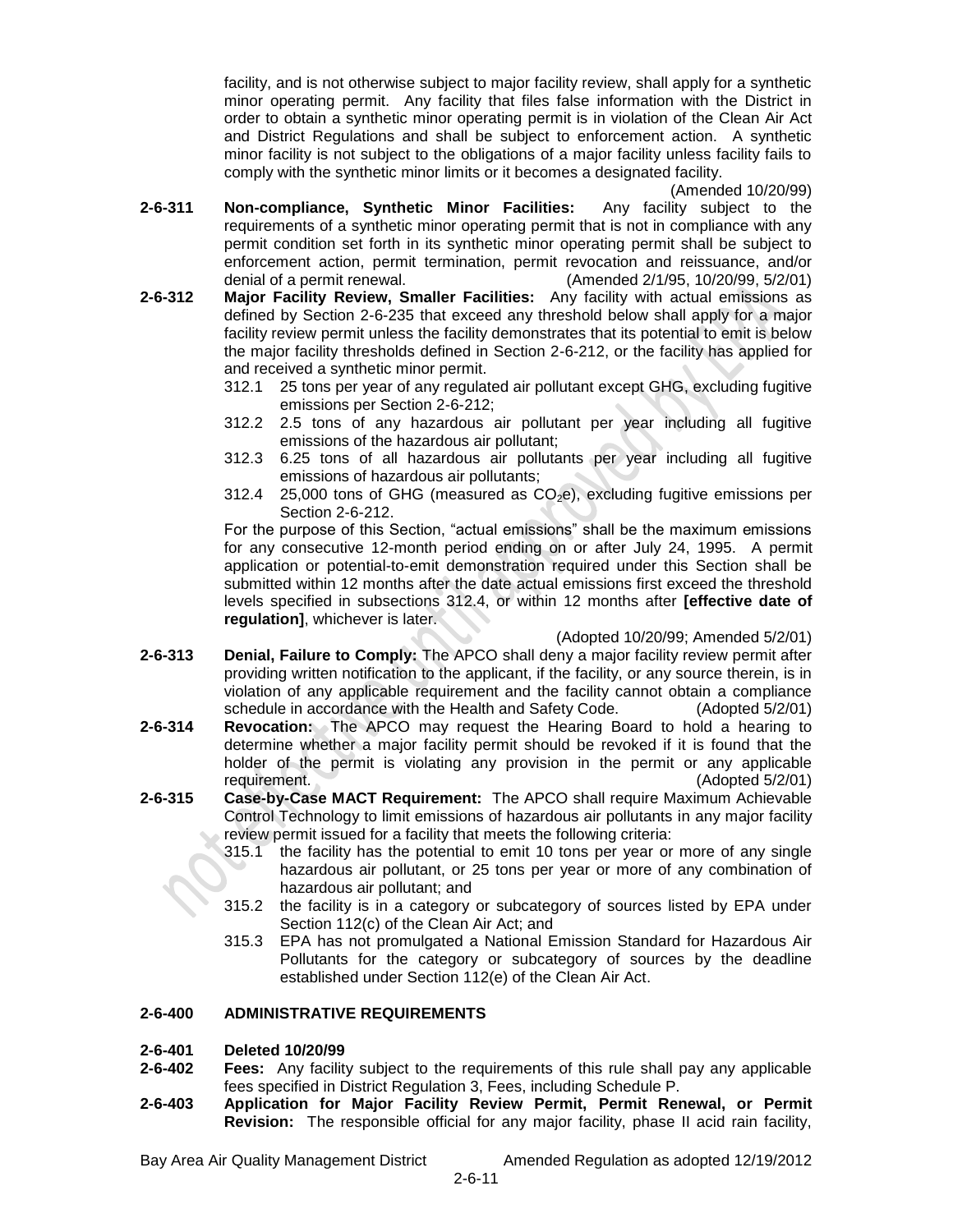facility, and is not otherwise subject to major facility review, shall apply for a synthetic minor operating permit. Any facility that files false information with the District in order to obtain a synthetic minor operating permit is in violation of the Clean Air Act and District Regulations and shall be subject to enforcement action. A synthetic minor facility is not subject to the obligations of a major facility unless facility fails to comply with the synthetic minor limits or it becomes a designated facility.

(Amended 10/20/99)

**2-6-311 Non-compliance, Synthetic Minor Facilities:** Any facility subject to the requirements of a synthetic minor operating permit that is not in compliance with any permit condition set forth in its synthetic minor operating permit shall be subject to enforcement action, permit termination, permit revocation and reissuance, and/or denial of a permit renewal. (Amended 2/1/95, 10/20/99, 5/2/01)

**2-6-312 Major Facility Review, Smaller Facilities:** Any facility with actual emissions as defined by Section 2-6-235 that exceed any threshold below shall apply for a major facility review permit unless the facility demonstrates that its potential to emit is below the major facility thresholds defined in Section 2-6-212, or the facility has applied for and received a synthetic minor permit.

312.1 25 tons per year of any regulated air pollutant except GHG, excluding fugitive emissions per Section 2-6-212;

312.2 2.5 tons of any hazardous air pollutant per year including all fugitive emissions of the hazardous air pollutant;

312.3 6.25 tons of all hazardous air pollutants per year including all fugitive emissions of hazardous air pollutants;

312.4 25,000 tons of GHG (measured as $CO_2e$), excluding fugitive emissions per Section 2-6-212.

For the purpose of this Section, "actual emissions" shall be the maximum emissions for any consecutive 12-month period ending on or after July 24, 1995. A permit application or potential-to-emit demonstration required under this Section shall be submitted within 12 months after the date actual emissions first exceed the threshold levels specified in subsections 312.4, or within 12 months after **[effective date of regulation]**, whichever is later.

(Adopted 10/20/99; Amended 5/2/01)

**2-6-313 Denial, Failure to Comply:** The APCO shall deny a major facility review permit after providing written notification to the applicant, if the facility, or any source therein, is in violation of any applicable requirement and the facility cannot obtain a compliance schedule in accordance with the Health and Safety Code. (Adopted 5/2/01)

**2-6-314 Revocation:** The APCO may request the Hearing Board to hold a hearing to determine whether a major facility permit should be revoked if it is found that the holder of the permit is violating any provision in the permit or any applicable requirement. (Adopted 5/2/01)

**2-6-315 Case-by-Case MACT Requirement:** The APCO shall require Maximum Achievable Control Technology to limit emissions of hazardous air pollutants in any major facility review permit issued for a facility that meets the following criteria:

315.1 the facility has the potential to emit 10 tons per year or more of any single hazardous air pollutant, or 25 tons per year or more of any combination of hazardous air pollutant; and

315.2 the facility is in a category or subcategory of sources listed by EPA under Section 112(c) of the Clean Air Act; and

315.3 EPA has not promulgated a National Emission Standard for Hazardous Air Pollutants for the category or subcategory of sources by the deadline established under Section 112(e) of the Clean Air Act.

## 2-6-400 ADMINISTRATIVE REQUIREMENTS

**2-6-401 Deleted 10/20/99**

**2-6-402 Fees:** Any facility subject to the requirements of this rule shall pay any applicable fees specified in District Regulation 3, Fees, including Schedule P.

**2-6-403 Application for Major Facility Review Permit, Permit Renewal, or Permit Revision:** The responsible official for any major facility, phase II acid rain facility,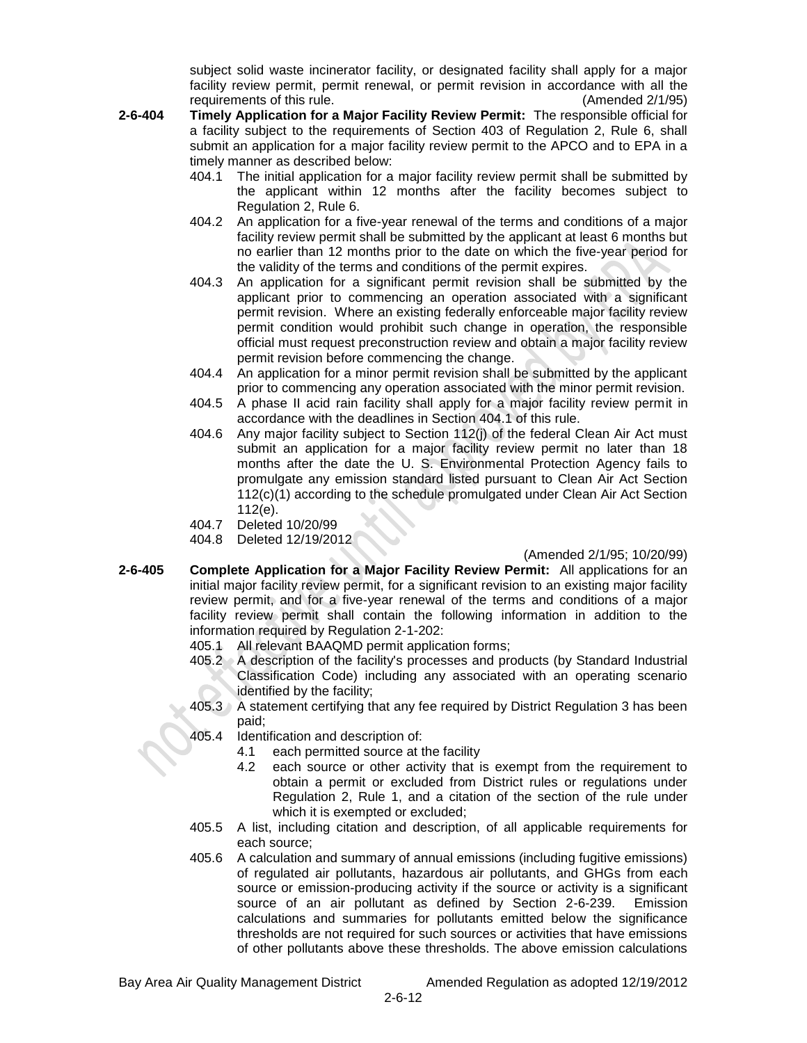subject solid waste incinerator facility, or designated facility shall apply for a major facility review permit, permit renewal, or permit revision in accordance with all the requirements of this rule. (Amended 2/1/95)

**2-6-404 Timely Application for a Major Facility Review Permit:** The responsible official for a facility subject to the requirements of Section 403 of Regulation 2, Rule 6, shall submit an application for a major facility review permit to the APCO and to EPA in a timely manner as described below:

404.1 The initial application for a major facility review permit shall be submitted by the applicant within 12 months after the facility becomes subject to Regulation 2, Rule 6.

404.2 An application for a five-year renewal of the terms and conditions of a major facility review permit shall be submitted by the applicant at least 6 months but no earlier than 12 months prior to the date on which the five-year period for the validity of the terms and conditions of the permit expires.

404.3 An application for a significant permit revision shall be submitted by the applicant prior to commencing an operation associated with a significant permit revision. Where an existing federally enforceable major facility review permit condition would prohibit such change in operation, the responsible official must request preconstruction review and obtain a major facility review permit revision before commencing the change.

404.4 An application for a minor permit revision shall be submitted by the applicant prior to commencing any operation associated with the minor permit revision.

404.5 A phase II acid rain facility shall apply for a major facility review permit in accordance with the deadlines in Section 404.1 of this rule.

404.6 Any major facility subject to Section 112(j) of the federal Clean Air Act must submit an application for a major facility review permit no later than 18 months after the date the U. S. Environmental Protection Agency fails to promulgate any emission standard listed pursuant to Clean Air Act Section 112(c)(1) according to the schedule promulgated under Clean Air Act Section 112(e).

404.7 Deleted 10/20/99

404.8 Deleted 12/19/2012

(Amended 2/1/95; 10/20/99)

**2-6-405 Complete Application for a Major Facility Review Permit:** All applications for an initial major facility review permit, for a significant revision to an existing major facility review permit, and for a five-year renewal of the terms and conditions of a major facility review permit shall contain the following information in addition to the information required by Regulation 2-1-202:

405.1 All relevant BAAQMD permit application forms;

405.2 A description of the facility's processes and products (by Standard Industrial Classification Code) including any associated with an operating scenario identified by the facility;

405.3 A statement certifying that any fee required by District Regulation 3 has been paid;

405.4 Identification and description of:

- 4.1 each permitted source at the facility
- 4.2 each source or other activity that is exempt from the requirement to obtain a permit or excluded from District rules or regulations under Regulation 2, Rule 1, and a citation of the section of the rule under which it is exempted or excluded;

405.5 A list, including citation and description, of all applicable requirements for each source;

405.6 A calculation and summary of annual emissions (including fugitive emissions) of regulated air pollutants, hazardous air pollutants, and GHGs from each source or emission-producing activity if the source or activity is a significant source of an air pollutant as defined by Section 2-6-239. Emission calculations and summaries for pollutants emitted below the significance thresholds are not required for such sources or activities that have emissions of other pollutants above these thresholds. The above emission calculations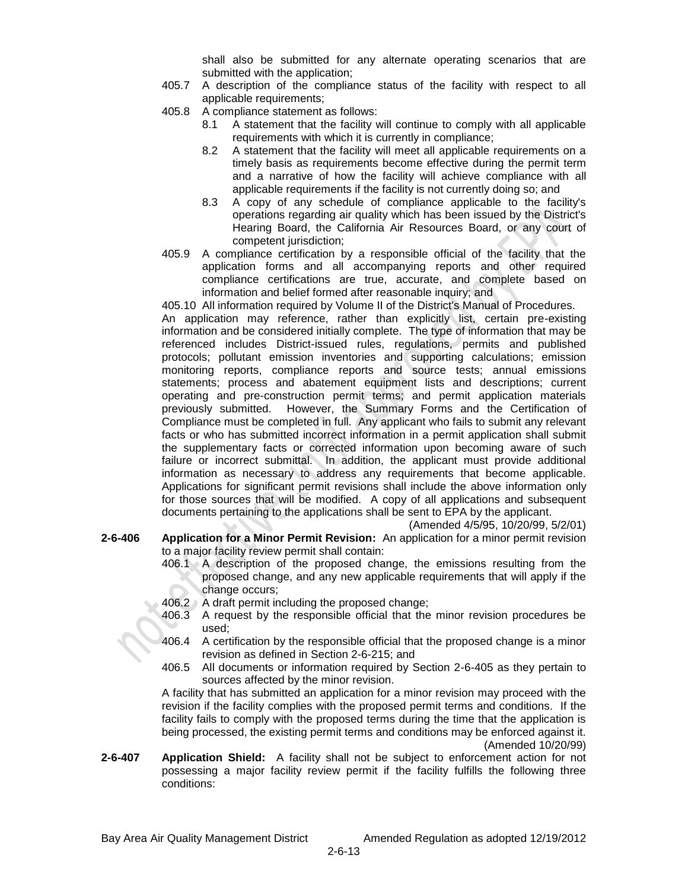shall also be submitted for any alternate operating scenarios that are submitted with the application;

405.7 A description of the compliance status of the facility with respect to all applicable requirements;

405.8 A compliance statement as follows:

- 8.1 A statement that the facility will continue to comply with all applicable requirements with which it is currently in compliance;
- 8.2 A statement that the facility will meet all applicable requirements on a timely basis as requirements become effective during the permit term and a narrative of how the facility will achieve compliance with all applicable requirements if the facility is not currently doing so; and
- 8.3 A copy of any schedule of compliance applicable to the facility's operations regarding air quality which has been issued by the District's Hearing Board, the California Air Resources Board, or any court of competent jurisdiction;

405.9 A compliance certification by a responsible official of the facility that the application forms and all accompanying reports and other required compliance certifications are true, accurate, and complete based on information and belief formed after reasonable inquiry; and

405.10 All information required by Volume II of the District's Manual of Procedures.

An application may reference, rather than explicitly list, certain pre-existing information and be considered initially complete. The type of information that may be referenced includes District-issued rules, regulations, permits and published protocols; pollutant emission inventories and supporting calculations; emission monitoring reports, compliance reports and source tests; annual emissions statements; process and abatement equipment lists and descriptions; current operating and pre-construction permit terms; and permit application materials previously submitted. However, the Summary Forms and the Certification of Compliance must be completed in full. Any applicant who fails to submit any relevant facts or who has submitted incorrect information in a permit application shall submit the supplementary facts or corrected information upon becoming aware of such failure or incorrect submittal. In addition, the applicant must provide additional information as necessary to address any requirements that become applicable. Applications for significant permit revisions shall include the above information only for those sources that will be modified. A copy of all applications and subsequent documents pertaining to the applications shall be sent to EPA by the applicant.

(Amended 4/5/95, 10/20/99, 5/2/01)

**2-6-406 Application for a Minor Permit Revision:** An application for a minor permit revision to a major facility review permit shall contain:

406.1 A description of the proposed change, the emissions resulting from the proposed change, and any new applicable requirements that will apply if the change occurs;

406.2 A draft permit including the proposed change;

406.3 A request by the responsible official that the minor revision procedures be used;

406.4 A certification by the responsible official that the proposed change is a minor revision as defined in Section 2-6-215; and

406.5 All documents or information required by Section 2-6-405 as they pertain to sources affected by the minor revision.

A facility that has submitted an application for a minor revision may proceed with the revision if the facility complies with the proposed permit terms and conditions. If the facility fails to comply with the proposed terms during the time that the application is being processed, the existing permit terms and conditions may be enforced against it.

(Amended 10/20/99)

**2-6-407 Application Shield:** A facility shall not be subject to enforcement action for not possessing a major facility review permit if the facility fulfills the following three conditions: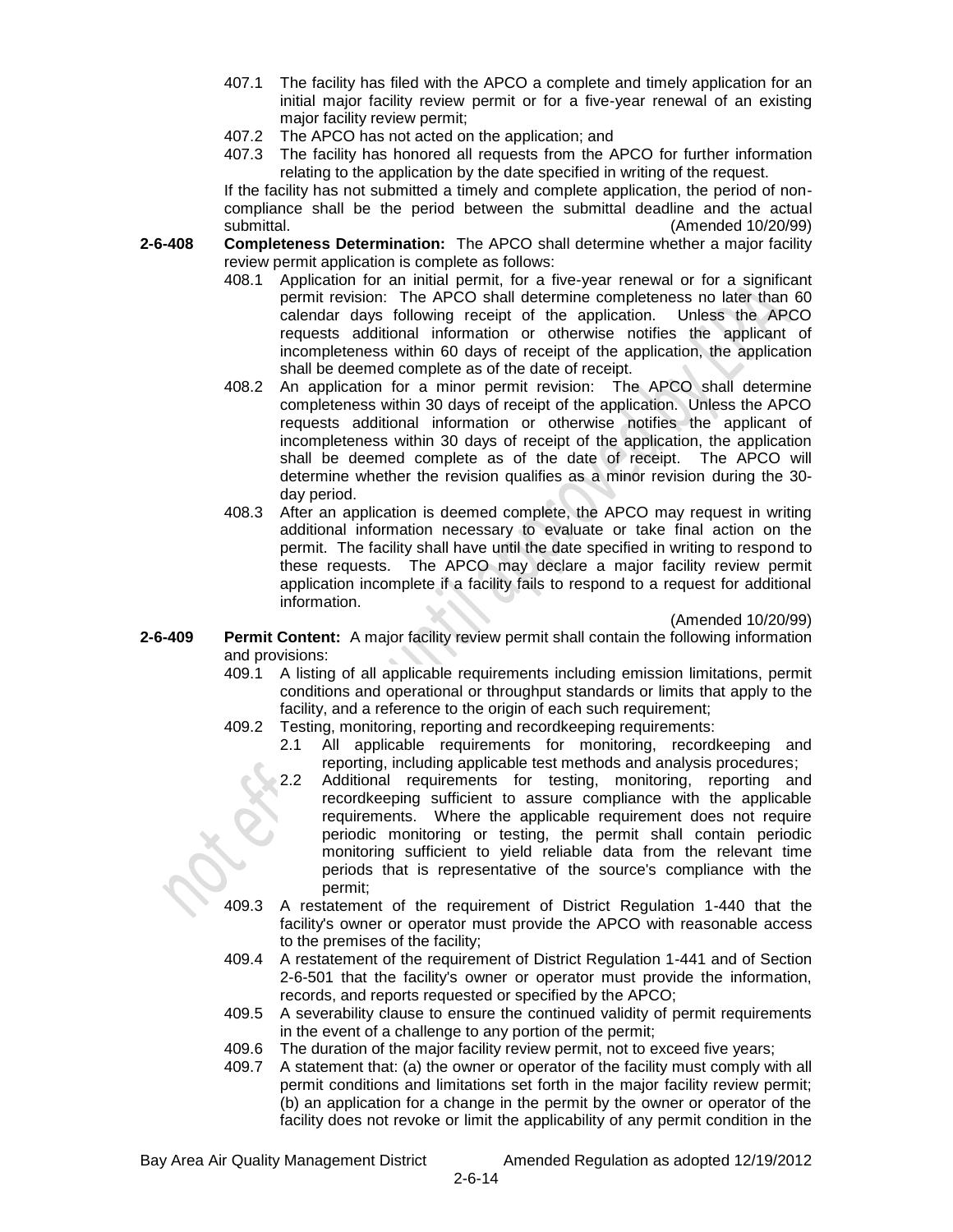407.1 The facility has filed with the APCO a complete and timely application for an initial major facility review permit or for a five-year renewal of an existing major facility review permit;

407.2 The APCO has not acted on the application; and

407.3 The facility has honored all requests from the APCO for further information relating to the application by the date specified in writing of the request.

If the facility has not submitted a timely and complete application, the period of non-compliance shall be the period between the submittal deadline and the actual submittal. (Amended 10/20/99)

**2-6-408 Completeness Determination:** The APCO shall determine whether a major facility review permit application is complete as follows:

408.1 Application for an initial permit, for a five-year renewal or for a significant permit revision: The APCO shall determine completeness no later than 60 calendar days following receipt of the application. Unless the APCO requests additional information or otherwise notifies the applicant of incompleteness within 60 days of receipt of the application, the application shall be deemed complete as of the date of receipt.

408.2 An application for a minor permit revision: The APCO shall determine completeness within 30 days of receipt of the application. Unless the APCO requests additional information or otherwise notifies the applicant of incompleteness within 30 days of receipt of the application, the application shall be deemed complete as of the date of receipt. The APCO will determine whether the revision qualifies as a minor revision during the 30-day period.

408.3 After an application is deemed complete, the APCO may request in writing additional information necessary to evaluate or take final action on the permit. The facility shall have until the date specified in writing to respond to these requests. The APCO may declare a major facility review permit application incomplete if a facility fails to respond to a request for additional information.

(Amended 10/20/99)

**2-6-409 Permit Content:** A major facility review permit shall contain the following information and provisions:

409.1 A listing of all applicable requirements including emission limitations, permit conditions and operational or throughput standards or limits that apply to the facility, and a reference to the origin of each such requirement;

409.2 Testing, monitoring, reporting and recordkeeping requirements:

2.1 All applicable requirements for monitoring, recordkeeping and reporting, including applicable test methods and analysis procedures;

2.2 Additional requirements for testing, monitoring, reporting and recordkeeping sufficient to assure compliance with the applicable requirements. Where the applicable requirement does not require periodic monitoring or testing, the permit shall contain periodic monitoring sufficient to yield reliable data from the relevant time periods that is representative of the source's compliance with the permit;

409.3 A restatement of the requirement of District Regulation 1-440 that the facility's owner or operator must provide the APCO with reasonable access to the premises of the facility;

409.4 A restatement of the requirement of District Regulation 1-441 and of Section 2-6-501 that the facility's owner or operator must provide the information, records, and reports requested or specified by the APCO;

409.5 A severability clause to ensure the continued validity of permit requirements in the event of a challenge to any portion of the permit;

409.6 The duration of the major facility review permit, not to exceed five years;

409.7 A statement that: (a) the owner or operator of the facility must comply with all permit conditions and limitations set forth in the major facility review permit; (b) an application for a change in the permit by the owner or operator of the facility does not revoke or limit the applicability of any permit condition in the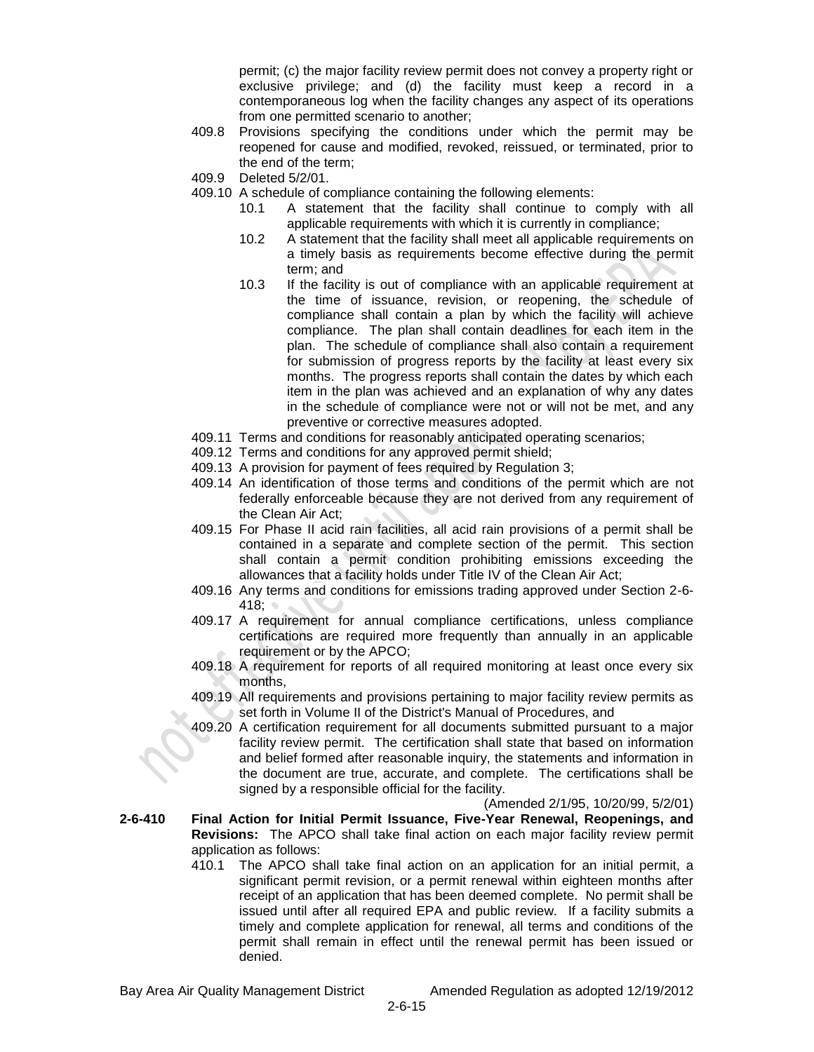permit; (c) the major facility review permit does not convey a property right or exclusive privilege; and (d) the facility must keep a record in a contemporaneous log when the facility changes any aspect of its operations from one permitted scenario to another;

409.8 Provisions specifying the conditions under which the permit may be reopened for cause and modified, revoked, reissued, or terminated, prior to the end of the term;

409.9 Deleted 5/2/01.

409.10 A schedule of compliance containing the following elements:

- 10.1 A statement that the facility shall continue to comply with all applicable requirements with which it is currently in compliance;
- 10.2 A statement that the facility shall meet all applicable requirements on a timely basis as requirements become effective during the permit term; and
- 10.3 If the facility is out of compliance with an applicable requirement at the time of issuance, revision, or reopening, the schedule of compliance shall contain a plan by which the facility will achieve compliance. The plan shall contain deadlines for each item in the plan. The schedule of compliance shall also contain a requirement for submission of progress reports by the facility at least every six months. The progress reports shall contain the dates by which each item in the plan was achieved and an explanation of why any dates in the schedule of compliance were not or will not be met, and any preventive or corrective measures adopted.

409.11 Terms and conditions for reasonably anticipated operating scenarios;

409.12 Terms and conditions for any approved permit shield;

409.13 A provision for payment of fees required by Regulation 3;

409.14 An identification of those terms and conditions of the permit which are not federally enforceable because they are not derived from any requirement of the Clean Air Act;

409.15 For Phase II acid rain facilities, all acid rain provisions of a permit shall be contained in a separate and complete section of the permit. This section shall contain a permit condition prohibiting emissions exceeding the allowances that a facility holds under Title IV of the Clean Air Act;

409.16 Any terms and conditions for emissions trading approved under Section 2-6-418;

409.17 A requirement for annual compliance certifications, unless compliance certifications are required more frequently than annually in an applicable requirement or by the APCO;

409.18 A requirement for reports of all required monitoring at least once every six months,

409.19 All requirements and provisions pertaining to major facility review permits as set forth in Volume II of the District's Manual of Procedures, and

409.20 A certification requirement for all documents submitted pursuant to a major facility review permit. The certification shall state that based on information and belief formed after reasonable inquiry, the statements and information in the document are true, accurate, and complete. The certifications shall be signed by a responsible official for the facility.

(Amended 2/1/95, 10/20/99, 5/2/01)

**2-6-410 Final Action for Initial Permit Issuance, Five-Year Renewal, Reopenings, and Revisions:** The APCO shall take final action on each major facility review permit application as follows:

410.1 The APCO shall take final action on an application for an initial permit, a significant permit revision, or a permit renewal within eighteen months after receipt of an application that has been deemed complete. No permit shall be issued until after all required EPA and public review. If a facility submits a timely and complete application for renewal, all terms and conditions of the permit shall remain in effect until the renewal permit has been issued or denied.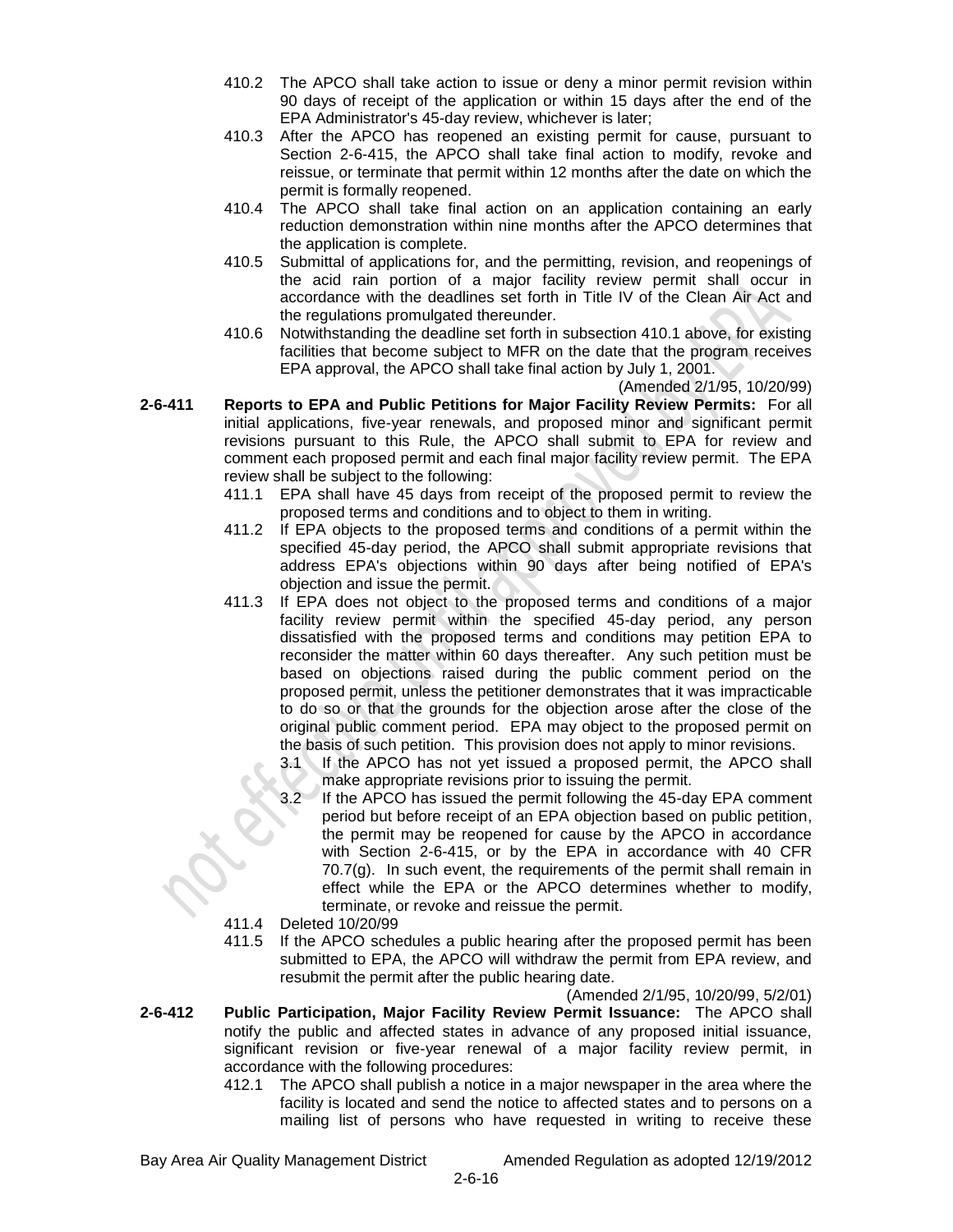410.2 The APCO shall take action to issue or deny a minor permit revision within 90 days of receipt of the application or within 15 days after the end of the EPA Administrator's 45-day review, whichever is later;

410.3 After the APCO has reopened an existing permit for cause, pursuant to Section 2-6-415, the APCO shall take final action to modify, revoke and reissue, or terminate that permit within 12 months after the date on which the permit is formally reopened.

410.4 The APCO shall take final action on an application containing an early reduction demonstration within nine months after the APCO determines that the application is complete.

410.5 Submittal of applications for, and the permitting, revision, and reopenings of the acid rain portion of a major facility review permit shall occur in accordance with the deadlines set forth in Title IV of the Clean Air Act and the regulations promulgated thereunder.

410.6 Notwithstanding the deadline set forth in subsection 410.1 above, for existing facilities that become subject to MFR on the date that the program receives EPA approval, the APCO shall take final action by July 1, 2001.

(Amended 2/1/95, 10/20/99)

**2-6-411 Reports to EPA and Public Petitions for Major Facility Review Permits:** For all initial applications, five-year renewals, and proposed minor and significant permit revisions pursuant to this Rule, the APCO shall submit to EPA for review and comment each proposed permit and each final major facility review permit. The EPA review shall be subject to the following:

411.1 EPA shall have 45 days from receipt of the proposed permit to review the proposed terms and conditions and to object to them in writing.

411.2 If EPA objects to the proposed terms and conditions of a permit within the specified 45-day period, the APCO shall submit appropriate revisions that address EPA's objections within 90 days after being notified of EPA's objection and issue the permit.

411.3 If EPA does not object to the proposed terms and conditions of a major facility review permit within the specified 45-day period, any person dissatisfied with the proposed terms and conditions may petition EPA to reconsider the matter within 60 days thereafter. Any such petition must be based on objections raised during the public comment period on the proposed permit, unless the petitioner demonstrates that it was impracticable to do so or that the grounds for the objection arose after the close of the original public comment period. EPA may object to the proposed permit on the basis of such petition. This provision does not apply to minor revisions.

3.1 If the APCO has not yet issued a proposed permit, the APCO shall make appropriate revisions prior to issuing the permit.

3.2 If the APCO has issued the permit following the 45-day EPA comment period but before receipt of an EPA objection based on public petition, the permit may be reopened for cause by the APCO in accordance with Section 2-6-415, or by the EPA in accordance with 40 CFR 70.7(g). In such event, the requirements of the permit shall remain in effect while the EPA or the APCO determines whether to modify, terminate, or revoke and reissue the permit.

411.4 Deleted 10/20/99

411.5 If the APCO schedules a public hearing after the proposed permit has been submitted to EPA, the APCO will withdraw the permit from EPA review, and resubmit the permit after the public hearing date.

(Amended 2/1/95, 10/20/99, 5/2/01)

**2-6-412 Public Participation, Major Facility Review Permit Issuance:** The APCO shall notify the public and affected states in advance of any proposed initial issuance, significant revision or five-year renewal of a major facility review permit, in accordance with the following procedures:

412.1 The APCO shall publish a notice in a major newspaper in the area where the facility is located and send the notice to affected states and to persons on a mailing list of persons who have requested in writing to receive these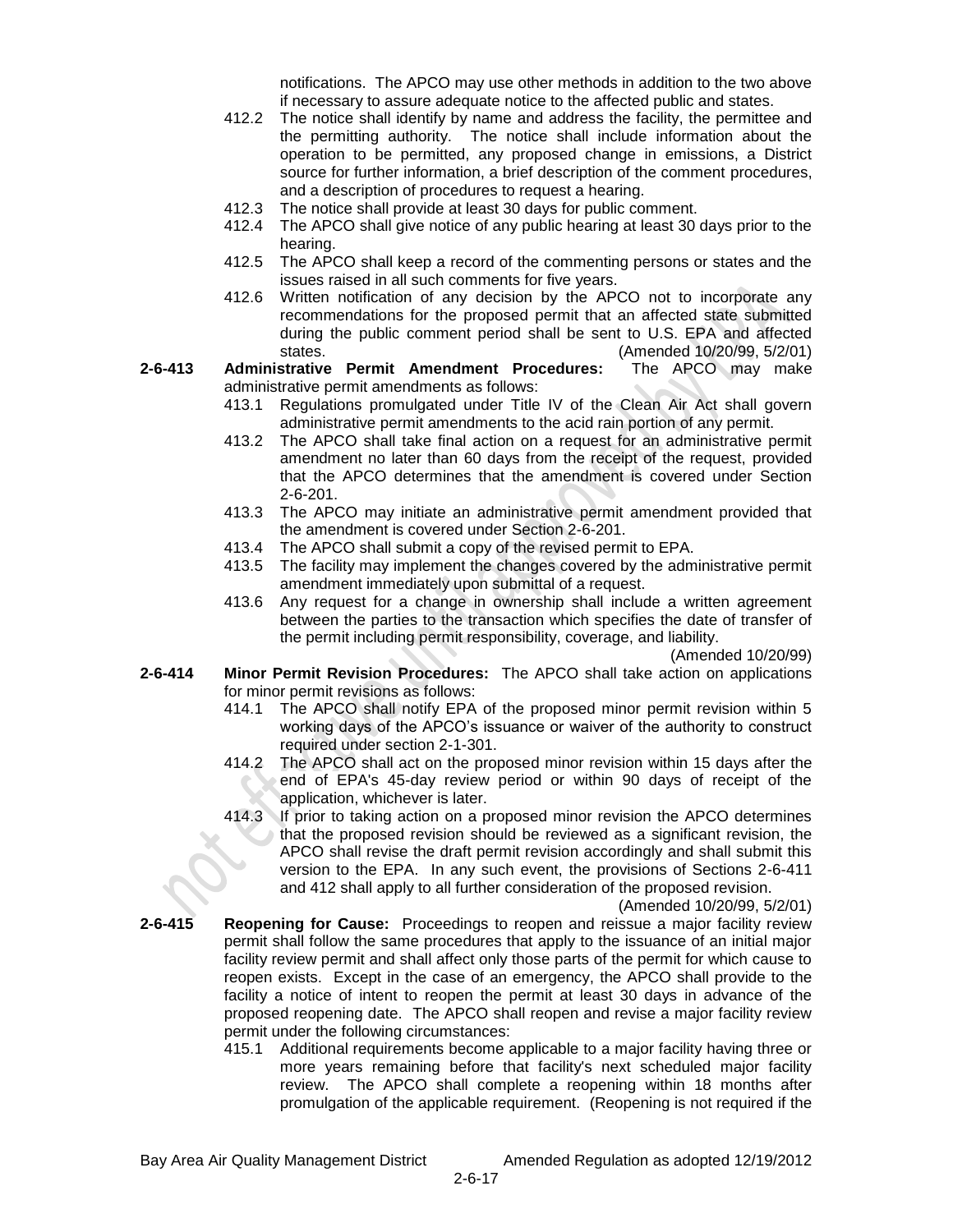notifications. The APCO may use other methods in addition to the two above if necessary to assure adequate notice to the affected public and states.

412.2 The notice shall identify by name and address the facility, the permittee and the permitting authority. The notice shall include information about the operation to be permitted, any proposed change in emissions, a District source for further information, a brief description of the comment procedures, and a description of procedures to request a hearing.

412.3 The notice shall provide at least 30 days for public comment.

412.4 The APCO shall give notice of any public hearing at least 30 days prior to the hearing.

412.5 The APCO shall keep a record of the commenting persons or states and the issues raised in all such comments for five years.

412.6 Written notification of any decision by the APCO not to incorporate any recommendations for the proposed permit that an affected state submitted during the public comment period shall be sent to U.S. EPA and affected states. (Amended 10/20/99, 5/2/01)

**2-6-413 Administrative Permit Amendment Procedures:** The APCO may make administrative permit amendments as follows:

413.1 Regulations promulgated under Title IV of the Clean Air Act shall govern administrative permit amendments to the acid rain portion of any permit.

413.2 The APCO shall take final action on a request for an administrative permit amendment no later than 60 days from the receipt of the request, provided that the APCO determines that the amendment is covered under Section 2-6-201.

413.3 The APCO may initiate an administrative permit amendment provided that the amendment is covered under Section 2-6-201.

413.4 The APCO shall submit a copy of the revised permit to EPA.

413.5 The facility may implement the changes covered by the administrative permit amendment immediately upon submittal of a request.

413.6 Any request for a change in ownership shall include a written agreement between the parties to the transaction which specifies the date of transfer of the permit including permit responsibility, coverage, and liability.

(Amended 10/20/99)

**2-6-414 Minor Permit Revision Procedures:** The APCO shall take action on applications for minor permit revisions as follows:

414.1 The APCO shall notify EPA of the proposed minor permit revision within 5 working days of the APCO's issuance or waiver of the authority to construct required under section 2-1-301.

414.2 The APCO shall act on the proposed minor revision within 15 days after the end of EPA's 45-day review period or within 90 days of receipt of the application, whichever is later.

414.3 If prior to taking action on a proposed minor revision the APCO determines that the proposed revision should be reviewed as a significant revision, the APCO shall revise the draft permit revision accordingly and shall submit this version to the EPA. In any such event, the provisions of Sections 2-6-411 and 412 shall apply to all further consideration of the proposed revision.

(Amended 10/20/99, 5/2/01)

**2-6-415 Reopening for Cause:** Proceedings to reopen and reissue a major facility review permit shall follow the same procedures that apply to the issuance of an initial major facility review permit and shall affect only those parts of the permit for which cause to reopen exists. Except in the case of an emergency, the APCO shall provide to the facility a notice of intent to reopen the permit at least 30 days in advance of the proposed reopening date. The APCO shall reopen and revise a major facility review permit under the following circumstances:

415.1 Additional requirements become applicable to a major facility having three or more years remaining before that facility's next scheduled major facility review. The APCO shall complete a reopening within 18 months after promulgation of the applicable requirement. (Reopening is not required if the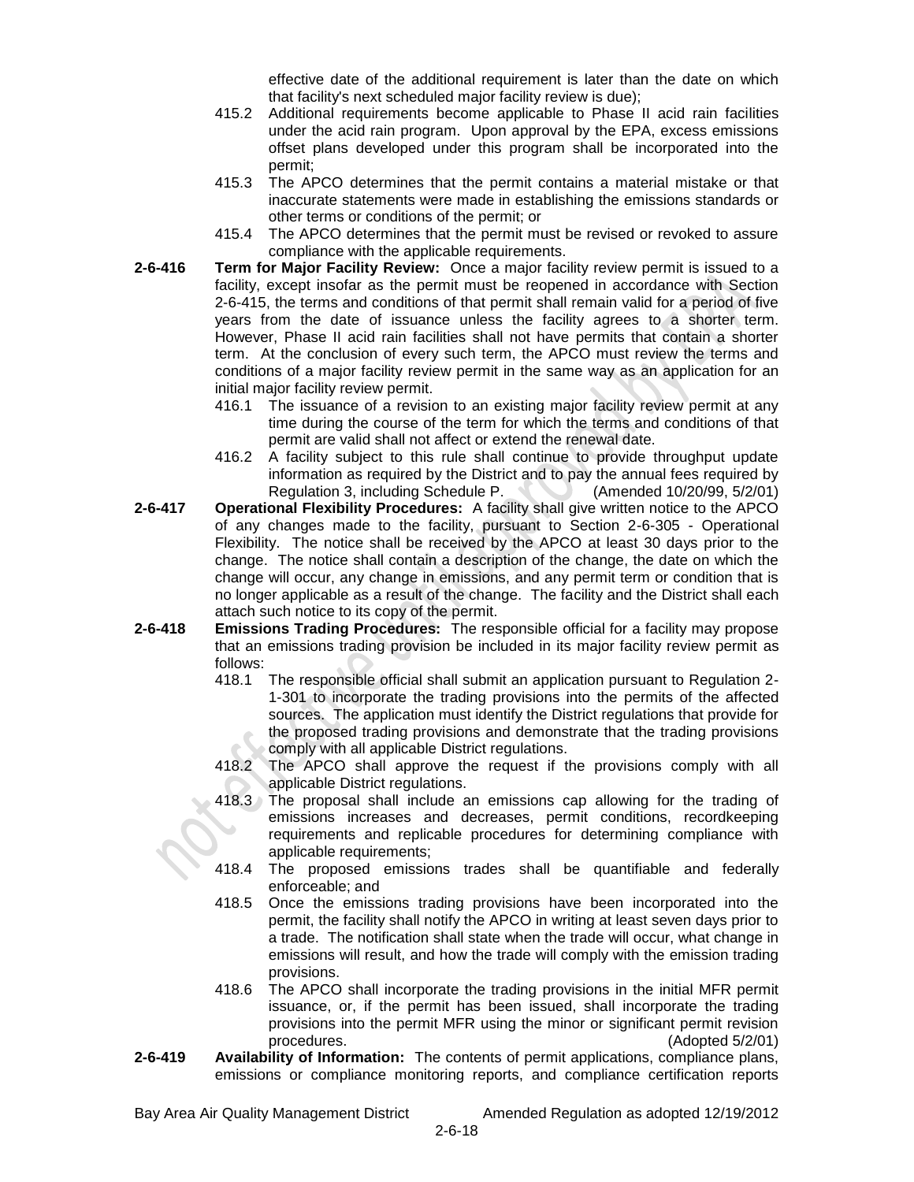effective date of the additional requirement is later than the date on which that facility's next scheduled major facility review is due);

415.2 Additional requirements become applicable to Phase II acid rain facilities under the acid rain program. Upon approval by the EPA, excess emissions offset plans developed under this program shall be incorporated into the permit;

415.3 The APCO determines that the permit contains a material mistake or that inaccurate statements were made in establishing the emissions standards or other terms or conditions of the permit; or

415.4 The APCO determines that the permit must be revised or revoked to assure compliance with the applicable requirements.

**2-6-416 Term for Major Facility Review:** Once a major facility review permit is issued to a facility, except insofar as the permit must be reopened in accordance with Section 2-6-415, the terms and conditions of that permit shall remain valid for a period of five years from the date of issuance unless the facility agrees to a shorter term. However, Phase II acid rain facilities shall not have permits that contain a shorter term. At the conclusion of every such term, the APCO must review the terms and conditions of a major facility review permit in the same way as an application for an initial major facility review permit.

416.1 The issuance of a revision to an existing major facility review permit at any time during the course of the term for which the terms and conditions of that permit are valid shall not affect or extend the renewal date.

416.2 A facility subject to this rule shall continue to provide throughput update information as required by the District and to pay the annual fees required by Regulation 3, including Schedule P. (Amended 10/20/99, 5/2/01)

**2-6-417 Operational Flexibility Procedures:** A facility shall give written notice to the APCO of any changes made to the facility, pursuant to Section 2-6-305 - Operational Flexibility. The notice shall be received by the APCO at least 30 days prior to the change. The notice shall contain a description of the change, the date on which the change will occur, any change in emissions, and any permit term or condition that is no longer applicable as a result of the change. The facility and the District shall each attach such notice to its copy of the permit.

**2-6-418 Emissions Trading Procedures:** The responsible official for a facility may propose that an emissions trading provision be included in its major facility review permit as follows:

418.1 The responsible official shall submit an application pursuant to Regulation 2-1-301 to incorporate the trading provisions into the permits of the affected sources. The application must identify the District regulations that provide for the proposed trading provisions and demonstrate that the trading provisions comply with all applicable District regulations.

418.2 The APCO shall approve the request if the provisions comply with all applicable District regulations.

418.3 The proposal shall include an emissions cap allowing for the trading of emissions increases and decreases, permit conditions, recordkeeping requirements and replicable procedures for determining compliance with applicable requirements;

418.4 The proposed emissions trades shall be quantifiable and federally enforceable; and

418.5 Once the emissions trading provisions have been incorporated into the permit, the facility shall notify the APCO in writing at least seven days prior to a trade. The notification shall state when the trade will occur, what change in emissions will result, and how the trade will comply with the emission trading provisions.

418.6 The APCO shall incorporate the trading provisions in the initial MFR permit issuance, or, if the permit has been issued, shall incorporate the trading provisions into the permit MFR using the minor or significant permit revision procedures. (Adopted 5/2/01)

**2-6-419 Availability of Information:** The contents of permit applications, compliance plans, emissions or compliance monitoring reports, and compliance certification reports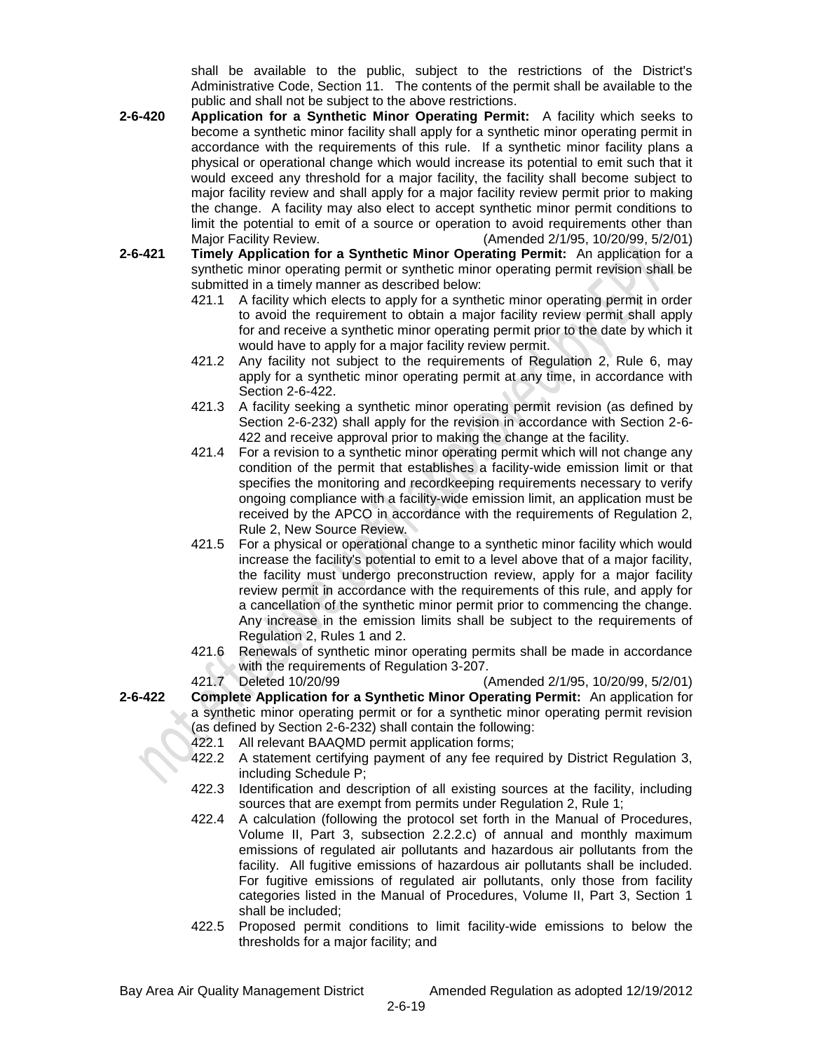shall be available to the public, subject to the restrictions of the District's Administrative Code, Section 11. The contents of the permit shall be available to the public and shall not be subject to the above restrictions.

**2-6-420 Application for a Synthetic Minor Operating Permit:** A facility which seeks to become a synthetic minor facility shall apply for a synthetic minor operating permit in accordance with the requirements of this rule. If a synthetic minor facility plans a physical or operational change which would increase its potential to emit such that it would exceed any threshold for a major facility, the facility shall become subject to major facility review and shall apply for a major facility review permit prior to making the change. A facility may also elect to accept synthetic minor permit conditions to limit the potential to emit of a source or operation to avoid requirements other than Major Facility Review. (Amended 2/1/95, 10/20/99, 5/2/01)

**2-6-421 Timely Application for a Synthetic Minor Operating Permit:** An application for a synthetic minor operating permit or synthetic minor operating permit revision shall be submitted in a timely manner as described below:

421.1 A facility which elects to apply for a synthetic minor operating permit in order to avoid the requirement to obtain a major facility review permit shall apply for and receive a synthetic minor operating permit prior to the date by which it would have to apply for a major facility review permit.

421.2 Any facility not subject to the requirements of Regulation 2, Rule 6, may apply for a synthetic minor operating permit at any time, in accordance with Section 2-6-422.

421.3 A facility seeking a synthetic minor operating permit revision (as defined by Section 2-6-232) shall apply for the revision in accordance with Section 2-6-422 and receive approval prior to making the change at the facility.

421.4 For a revision to a synthetic minor operating permit which will not change any condition of the permit that establishes a facility-wide emission limit or that specifies the monitoring and recordkeeping requirements necessary to verify ongoing compliance with a facility-wide emission limit, an application must be received by the APCO in accordance with the requirements of Regulation 2, Rule 2, New Source Review.

421.5 For a physical or operational change to a synthetic minor facility which would increase the facility's potential to emit to a level above that of a major facility, the facility must undergo preconstruction review, apply for a major facility review permit in accordance with the requirements of this rule, and apply for a cancellation of the synthetic minor permit prior to commencing the change. Any increase in the emission limits shall be subject to the requirements of Regulation 2, Rules 1 and 2.

421.6 Renewals of synthetic minor operating permits shall be made in accordance with the requirements of Regulation 3-207.

421.7 Deleted 10/20/99 (Amended 2/1/95, 10/20/99, 5/2/01)

**2-6-422 Complete Application for a Synthetic Minor Operating Permit:** An application for a synthetic minor operating permit or for a synthetic minor operating permit revision (as defined by Section 2-6-232) shall contain the following:

422.1 All relevant BAAQMD permit application forms;

422.2 A statement certifying payment of any fee required by District Regulation 3, including Schedule P;

422.3 Identification and description of all existing sources at the facility, including sources that are exempt from permits under Regulation 2, Rule 1;

422.4 A calculation (following the protocol set forth in the Manual of Procedures, Volume II, Part 3, subsection 2.2.2.c) of annual and monthly maximum emissions of regulated air pollutants and hazardous air pollutants from the facility. All fugitive emissions of hazardous air pollutants shall be included. For fugitive emissions of regulated air pollutants, only those from facility categories listed in the Manual of Procedures, Volume II, Part 3, Section 1 shall be included;

422.5 Proposed permit conditions to limit facility-wide emissions to below the thresholds for a major facility; and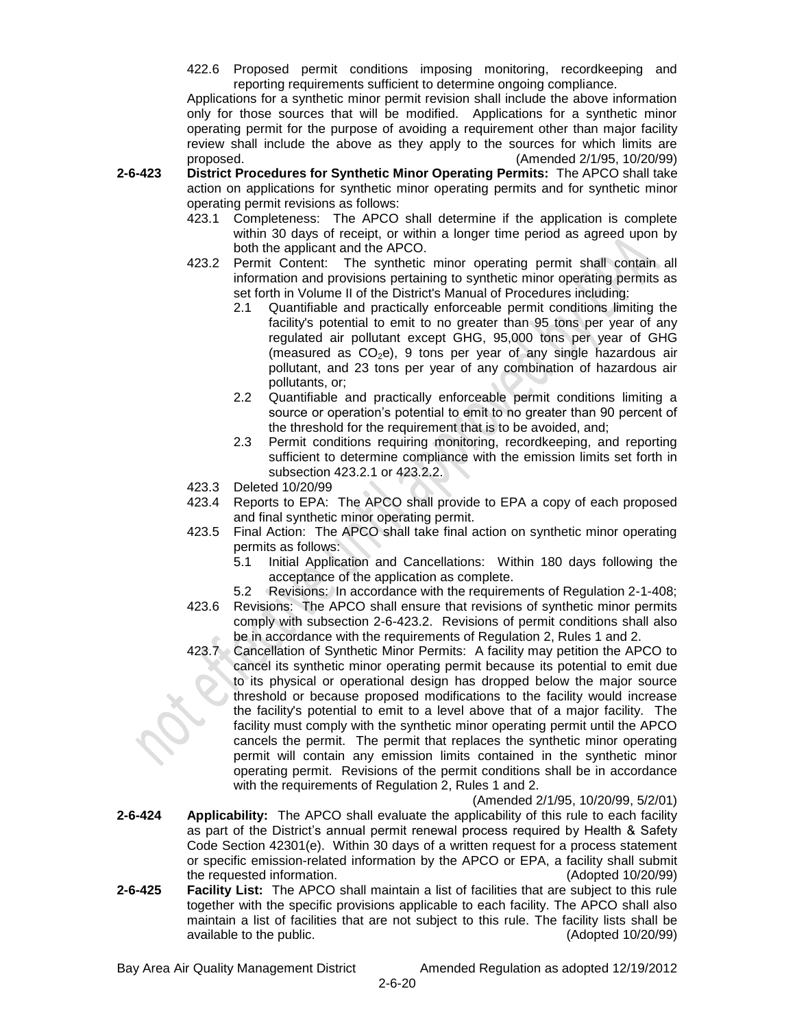422.6 Proposed permit conditions imposing monitoring, recordkeeping and reporting requirements sufficient to determine ongoing compliance.

Applications for a synthetic minor permit revision shall include the above information only for those sources that will be modified. Applications for a synthetic minor operating permit for the purpose of avoiding a requirement other than major facility review shall include the above as they apply to the sources for which limits are proposed. (Amended 2/1/95, 10/20/99)

**2-6-423 District Procedures for Synthetic Minor Operating Permits:** The APCO shall take action on applications for synthetic minor operating permits and for synthetic minor operating permit revisions as follows:

423.1 Completeness: The APCO shall determine if the application is complete within 30 days of receipt, or within a longer time period as agreed upon by both the applicant and the APCO.

423.2 Permit Content: The synthetic minor operating permit shall contain all information and provisions pertaining to synthetic minor operating permits as set forth in Volume II of the District's Manual of Procedures including:

2.1 Quantifiable and practically enforceable permit conditions limiting the facility's potential to emit to no greater than 95 tons per year of any regulated air pollutant except GHG, 95,000 tons per year of GHG (measured as $CO_2e$), 9 tons per year of any single hazardous air pollutant, and 23 tons per year of any combination of hazardous air pollutants, or;

2.2 Quantifiable and practically enforceable permit conditions limiting a source or operation's potential to emit to no greater than 90 percent of the threshold for the requirement that is to be avoided, and;

2.3 Permit conditions requiring monitoring, recordkeeping, and reporting sufficient to determine compliance with the emission limits set forth in subsection 423.2.1 or 423.2.2.

423.3 Deleted 10/20/99

423.4 Reports to EPA: The APCO shall provide to EPA a copy of each proposed and final synthetic minor operating permit.

423.5 Final Action: The APCO shall take final action on synthetic minor operating permits as follows:

5.1 Initial Application and Cancellations: Within 180 days following the acceptance of the application as complete.

5.2 Revisions: In accordance with the requirements of Regulation 2-1-408;

423.6 Revisions: The APCO shall ensure that revisions of synthetic minor permits comply with subsection 2-6-423.2. Revisions of permit conditions shall also be in accordance with the requirements of Regulation 2, Rules 1 and 2.

423.7 Cancellation of Synthetic Minor Permits: A facility may petition the APCO to cancel its synthetic minor operating permit because its potential to emit due to its physical or operational design has dropped below the major source threshold or because proposed modifications to the facility would increase the facility's potential to emit to a level above that of a major facility. The facility must comply with the synthetic minor operating permit until the APCO cancels the permit. The permit that replaces the synthetic minor operating permit will contain any emission limits contained in the synthetic minor operating permit. Revisions of the permit conditions shall be in accordance with the requirements of Regulation 2, Rules 1 and 2.

(Amended 2/1/95, 10/20/99, 5/2/01)

**2-6-424 Applicability:** The APCO shall evaluate the applicability of this rule to each facility as part of the District's annual permit renewal process required by Health & Safety Code Section 42301(e). Within 30 days of a written request for a process statement or specific emission-related information by the APCO or EPA, a facility shall submit the requested information. (Adopted 10/20/99)

**2-6-425 Facility List:** The APCO shall maintain a list of facilities that are subject to this rule together with the specific provisions applicable to each facility. The APCO shall also maintain a list of facilities that are not subject to this rule. The facility lists shall be available to the public. (Adopted 10/20/99)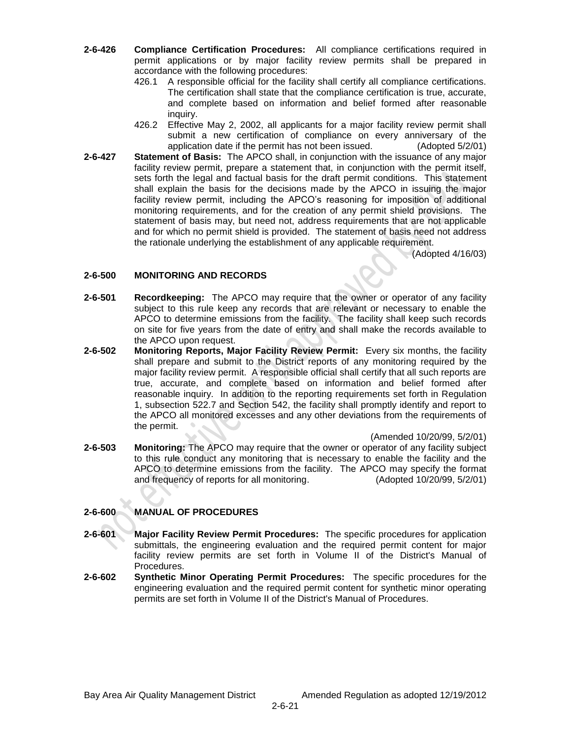**2-6-426 Compliance Certification Procedures:** All compliance certifications required in permit applications or by major facility review permits shall be prepared in accordance with the following procedures:

426.1 A responsible official for the facility shall certify all compliance certifications. The certification shall state that the compliance certification is true, accurate, and complete based on information and belief formed after reasonable inquiry.

426.2 Effective May 2, 2002, all applicants for a major facility review permit shall submit a new certification of compliance on every anniversary of the application date if the permit has not been issued. (Adopted 5/2/01)

**2-6-427 Statement of Basis:** The APCO shall, in conjunction with the issuance of any major facility review permit, prepare a statement that, in conjunction with the permit itself, sets forth the legal and factual basis for the draft permit conditions. This statement shall explain the basis for the decisions made by the APCO in issuing the major facility review permit, including the APCO's reasoning for imposition of additional monitoring requirements, and for the creation of any permit shield provisions. The statement of basis may, but need not, address requirements that are not applicable and for which no permit shield is provided. The statement of basis need not address the rationale underlying the establishment of any applicable requirement.

(Adopted 4/16/03)

## 2-6-500 MONITORING AND RECORDS

**2-6-501 Recordkeeping:** The APCO may require that the owner or operator of any facility subject to this rule keep any records that are relevant or necessary to enable the APCO to determine emissions from the facility. The facility shall keep such records on site for five years from the date of entry and shall make the records available to the APCO upon request.

**2-6-502 Monitoring Reports, Major Facility Review Permit:** Every six months, the facility shall prepare and submit to the District reports of any monitoring required by the major facility review permit. A responsible official shall certify that all such reports are true, accurate, and complete based on information and belief formed after reasonable inquiry. In addition to the reporting requirements set forth in Regulation 1, subsection 522.7 and Section 542, the facility shall promptly identify and report to the APCO all monitored excesses and any other deviations from the requirements of the permit.

(Amended 10/20/99, 5/2/01)

**2-6-503 Monitoring:** The APCO may require that the owner or operator of any facility subject to this rule conduct any monitoring that is necessary to enable the facility and the APCO to determine emissions from the facility. The APCO may specify the format and frequency of reports for all monitoring. (Adopted 10/20/99, 5/2/01)

## 2-6-600 MANUAL OF PROCEDURES

**2-6-601 Major Facility Review Permit Procedures:** The specific procedures for application submittals, the engineering evaluation and the required permit content for major facility review permits are set forth in Volume II of the District's Manual of Procedures.

**2-6-602 Synthetic Minor Operating Permit Procedures:** The specific procedures for the engineering evaluation and the required permit content for synthetic minor operating permits are set forth in Volume II of the District's Manual of Procedures.